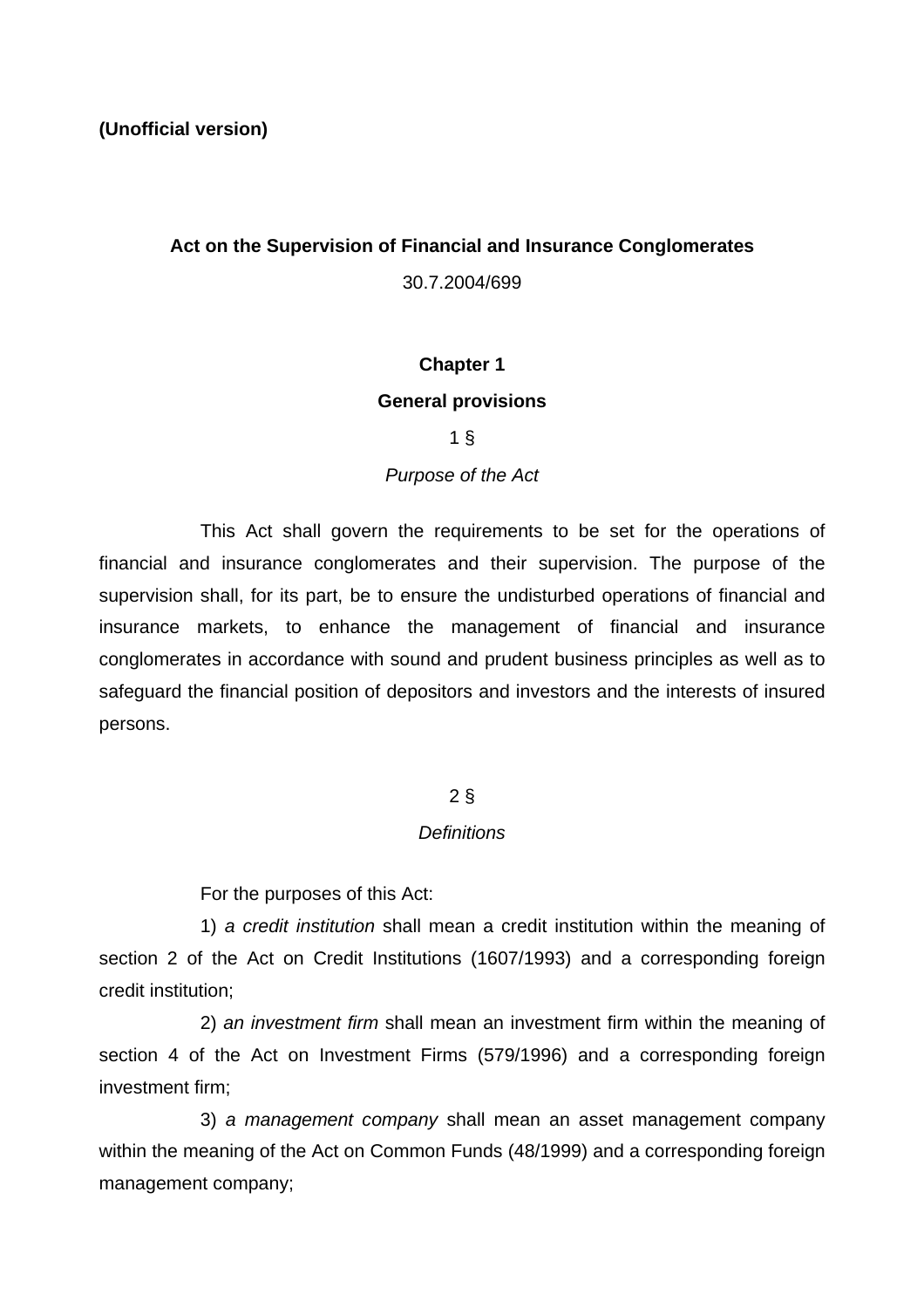**(Unofficial version)**

# Act on the Supervision of Financial and Insurance Conglomerates

30.7.2004/699

## Chapter 1

## General provisions

1 §

*Purpose of the Act*

This Act shall govern the requirements to be set for the operations of financial and insurance conglomerates and their supervision. The purpose of the supervision shall, for its part, be to ensure the undisturbed operations of financial and insurance markets, to enhance the management of financial and insurance conglomerates in accordance with sound and prudent business principles as well as to safeguard the financial position of depositors and investors and the interests of insured persons.

2 §

*Definitions*

For the purposes of this Act:

1) *a credit institution* shall mean a credit institution within the meaning of section 2 of the Act on Credit Institutions (1607/1993) and a corresponding foreign credit institution;

2) *an investment firm* shall mean an investment firm within the meaning of section 4 of the Act on Investment Firms (579/1996) and a corresponding foreign investment firm;

3) *a management company* shall mean an asset management company within the meaning of the Act on Common Funds (48/1999) and a corresponding foreign management company;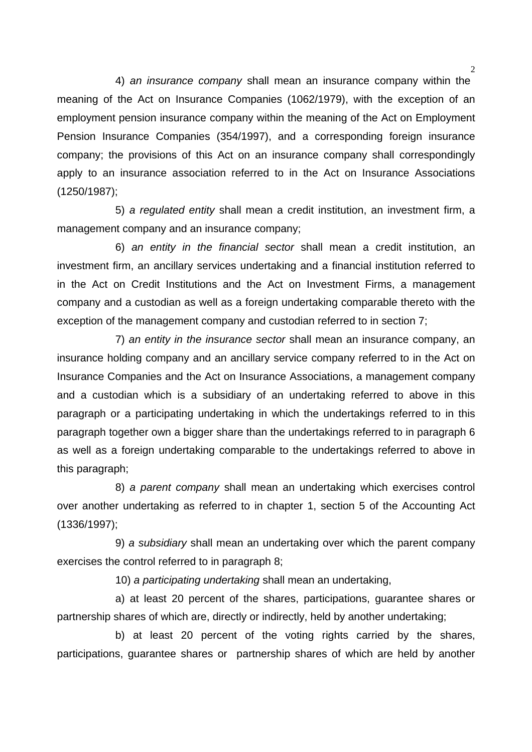4) *an insurance company* shall mean an insurance company within the meaning of the Act on Insurance Companies (1062/1979), with the exception of an employment pension insurance company within the meaning of the Act on Employment Pension Insurance Companies (354/1997), and a corresponding foreign insurance company; the provisions of this Act on an insurance company shall correspondingly apply to an insurance association referred to in the Act on Insurance Associations (1250/1987);

5) *a regulated entity* shall mean a credit institution, an investment firm, a management company and an insurance company;

6) *an entity in the financial sector* shall mean a credit institution, an investment firm, an ancillary services undertaking and a financial institution referred to in the Act on Credit Institutions and the Act on Investment Firms, a management company and a custodian as well as a foreign undertaking comparable thereto with the exception of the management company and custodian referred to in section 7;

7) *an entity in the insurance sector* shall mean an insurance company, an insurance holding company and an ancillary service company referred to in the Act on Insurance Companies and the Act on Insurance Associations, a management company and a custodian which is a subsidiary of an undertaking referred to above in this paragraph or a participating undertaking in which the undertakings referred to in this paragraph together own a bigger share than the undertakings referred to in paragraph 6 as well as a foreign undertaking comparable to the undertakings referred to above in this paragraph;

8) *a parent company* shall mean an undertaking which exercises control over another undertaking as referred to in chapter 1, section 5 of the Accounting Act (1336/1997);

9) *a subsidiary* shall mean an undertaking over which the parent company exercises the control referred to in paragraph 8;

10) *a participating undertaking* shall mean an undertaking,

a) at least 20 percent of the shares, participations, guarantee shares or partnership shares of which are, directly or indirectly, held by another undertaking;

b) at least 20 percent of the voting rights carried by the shares, participations, guarantee shares or partnership shares of which are held by another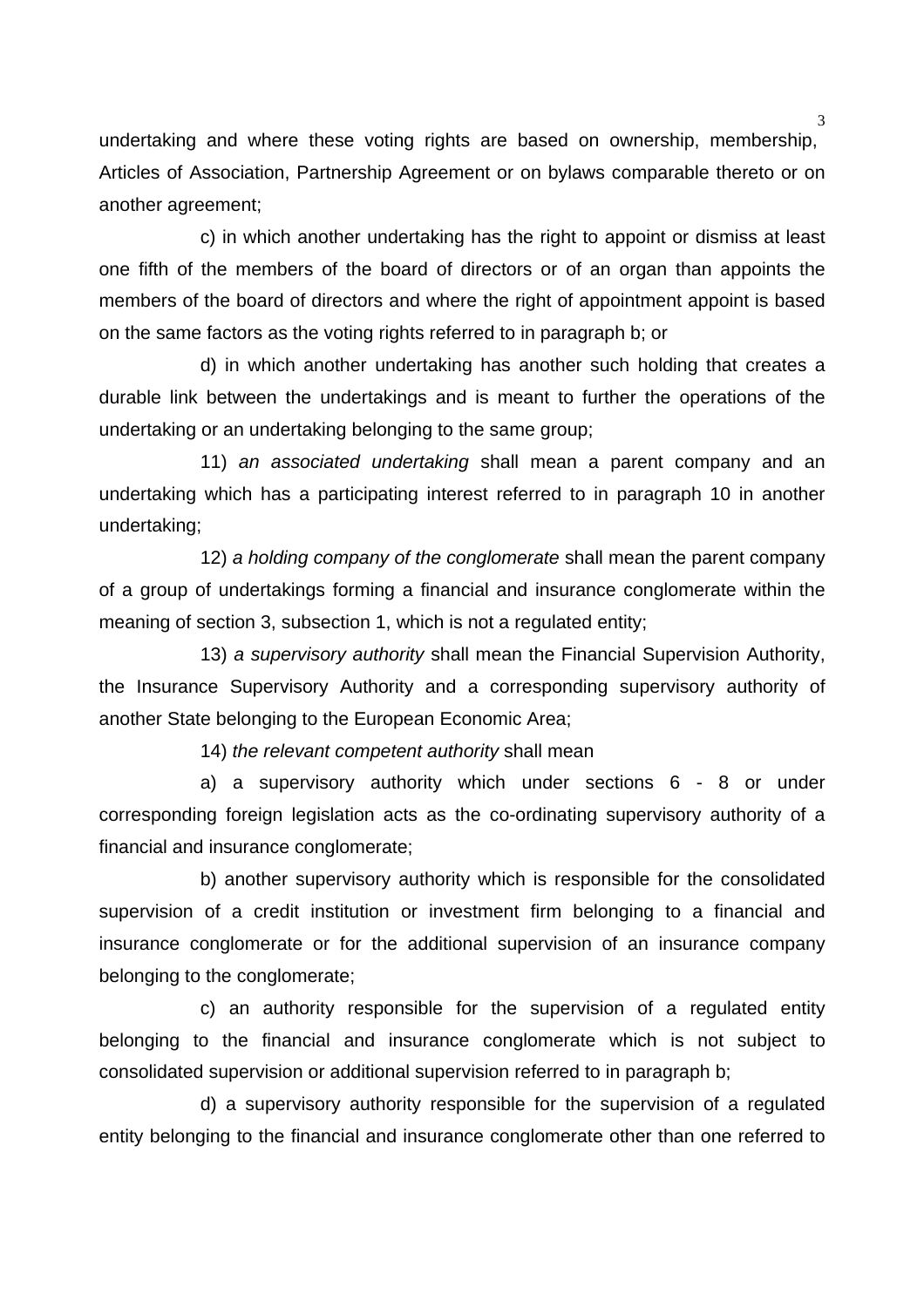undertaking and where these voting rights are based on ownership, membership, Articles of Association, Partnership Agreement or on bylaws comparable thereto or on another agreement;

c) in which another undertaking has the right to appoint or dismiss at least one fifth of the members of the board of directors or of an organ than appoints the members of the board of directors and where the right of appointment appoint is based on the same factors as the voting rights referred to in paragraph b; or

d) in which another undertaking has another such holding that creates a durable link between the undertakings and is meant to further the operations of the undertaking or an undertaking belonging to the same group;

11) *an associated undertaking* shall mean a parent company and an undertaking which has a participating interest referred to in paragraph 10 in another undertaking;

12) *a holding company of the conglomerate* shall mean the parent company of a group of undertakings forming a financial and insurance conglomerate within the meaning of section 3, subsection 1, which is not a regulated entity;

13) *a supervisory authority* shall mean the Financial Supervision Authority, the Insurance Supervisory Authority and a corresponding supervisory authority of another State belonging to the European Economic Area;

14) *the relevant competent authority* shall mean

a) a supervisory authority which under sections 6 - 8 or under corresponding foreign legislation acts as the co-ordinating supervisory authority of a financial and insurance conglomerate;

b) another supervisory authority which is responsible for the consolidated supervision of a credit institution or investment firm belonging to a financial and insurance conglomerate or for the additional supervision of an insurance company belonging to the conglomerate;

c) an authority responsible for the supervision of a regulated entity belonging to the financial and insurance conglomerate which is not subject to consolidated supervision or additional supervision referred to in paragraph b;

d) a supervisory authority responsible for the supervision of a regulated entity belonging to the financial and insurance conglomerate other than one referred to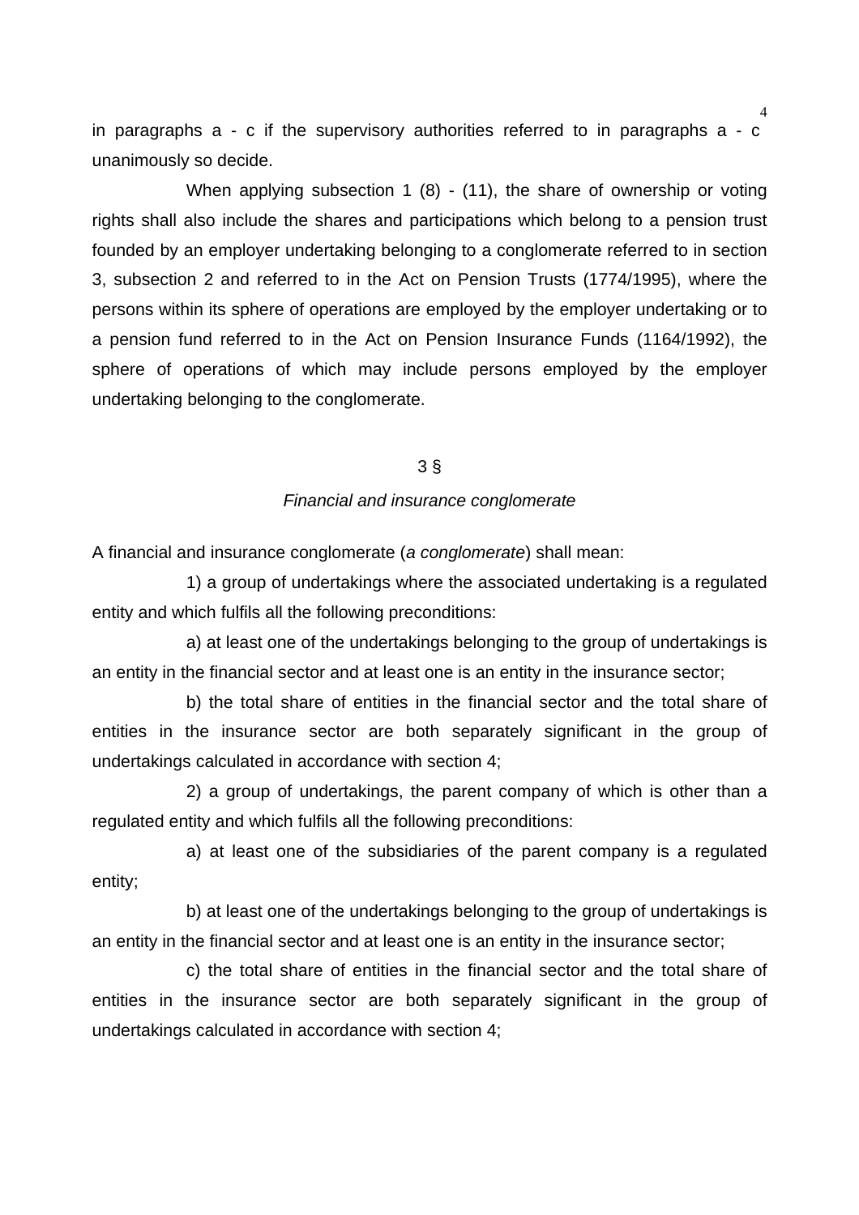in paragraphs a - c if the supervisory authorities referred to in paragraphs a - c unanimously so decide.

When applying subsection 1 (8) - (11), the share of ownership or voting rights shall also include the shares and participations which belong to a pension trust founded by an employer undertaking belonging to a conglomerate referred to in section 3, subsection 2 and referred to in the Act on Pension Trusts (1774/1995), where the persons within its sphere of operations are employed by the employer undertaking or to a pension fund referred to in the Act on Pension Insurance Funds (1164/1992), the sphere of operations of which may include persons employed by the employer undertaking belonging to the conglomerate.

## 3 §

### *Financial and insurance conglomerate*

A financial and insurance conglomerate (*a conglomerate*) shall mean:

1) a group of undertakings where the associated undertaking is a regulated entity and which fulfils all the following preconditions:

a) at least one of the undertakings belonging to the group of undertakings is an entity in the financial sector and at least one is an entity in the insurance sector;

b) the total share of entities in the financial sector and the total share of entities in the insurance sector are both separately significant in the group of undertakings calculated in accordance with section 4;

2) a group of undertakings, the parent company of which is other than a regulated entity and which fulfils all the following preconditions:

a) at least one of the subsidiaries of the parent company is a regulated entity;

b) at least one of the undertakings belonging to the group of undertakings is an entity in the financial sector and at least one is an entity in the insurance sector;

c) the total share of entities in the financial sector and the total share of entities in the insurance sector are both separately significant in the group of undertakings calculated in accordance with section 4;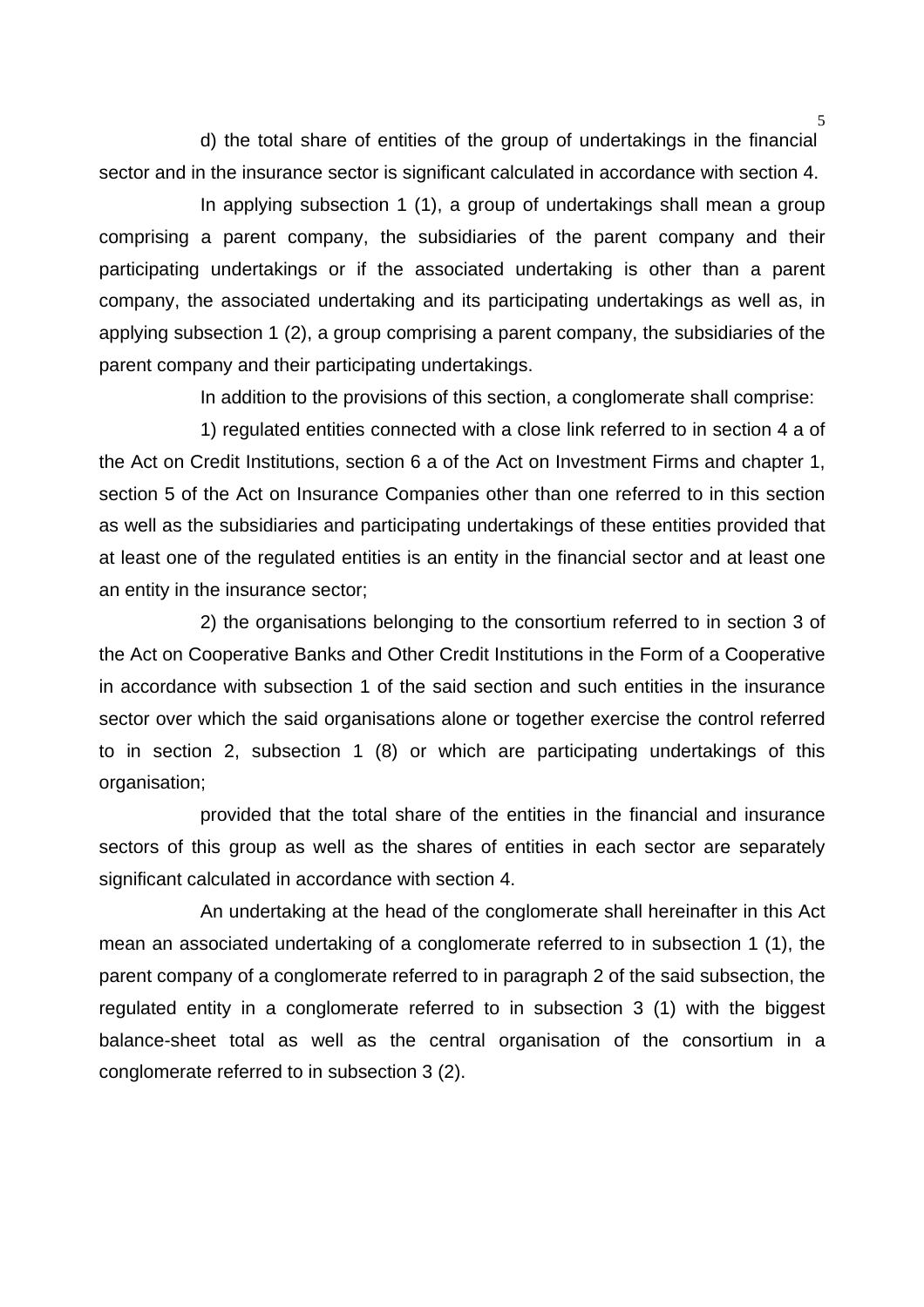d) the total share of entities of the group of undertakings in the financial sector and in the insurance sector is significant calculated in accordance with section 4.

In applying subsection 1 (1), a group of undertakings shall mean a group comprising a parent company, the subsidiaries of the parent company and their participating undertakings or if the associated undertaking is other than a parent company, the associated undertaking and its participating undertakings as well as, in applying subsection 1 (2), a group comprising a parent company, the subsidiaries of the parent company and their participating undertakings.

In addition to the provisions of this section, a conglomerate shall comprise:

1) regulated entities connected with a close link referred to in section 4 a of the Act on Credit Institutions, section 6 a of the Act on Investment Firms and chapter 1, section 5 of the Act on Insurance Companies other than one referred to in this section as well as the subsidiaries and participating undertakings of these entities provided that at least one of the regulated entities is an entity in the financial sector and at least one an entity in the insurance sector;

2) the organisations belonging to the consortium referred to in section 3 of the Act on Cooperative Banks and Other Credit Institutions in the Form of a Cooperative in accordance with subsection 1 of the said section and such entities in the insurance sector over which the said organisations alone or together exercise the control referred to in section 2, subsection 1 (8) or which are participating undertakings of this organisation;

provided that the total share of the entities in the financial and insurance sectors of this group as well as the shares of entities in each sector are separately significant calculated in accordance with section 4.

An undertaking at the head of the conglomerate shall hereinafter in this Act mean an associated undertaking of a conglomerate referred to in subsection 1 (1), the parent company of a conglomerate referred to in paragraph 2 of the said subsection, the regulated entity in a conglomerate referred to in subsection 3 (1) with the biggest balance-sheet total as well as the central organisation of the consortium in a conglomerate referred to in subsection 3 (2).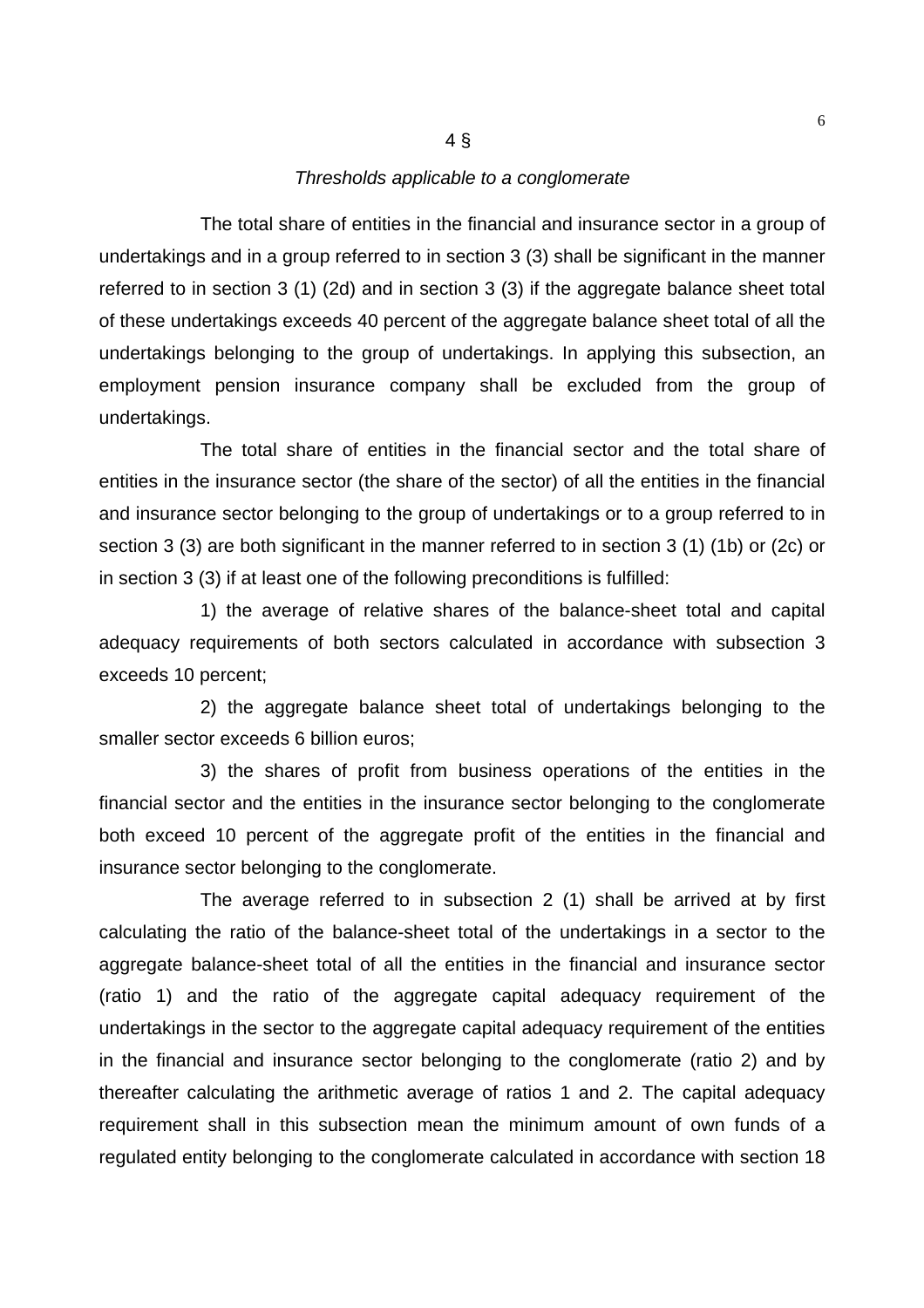## 4 §

*Thresholds applicable to a conglomerate*

The total share of entities in the financial and insurance sector in a group of undertakings and in a group referred to in section 3 (3) shall be significant in the manner referred to in section 3 (1) (2d) and in section 3 (3) if the aggregate balance sheet total of these undertakings exceeds 40 percent of the aggregate balance sheet total of all the undertakings belonging to the group of undertakings. In applying this subsection, an employment pension insurance company shall be excluded from the group of undertakings.

The total share of entities in the financial sector and the total share of entities in the insurance sector (the share of the sector) of all the entities in the financial and insurance sector belonging to the group of undertakings or to a group referred to in section 3 (3) are both significant in the manner referred to in section 3 (1) (1b) or (2c) or in section 3 (3) if at least one of the following preconditions is fulfilled:

1) the average of relative shares of the balance-sheet total and capital adequacy requirements of both sectors calculated in accordance with subsection 3 exceeds 10 percent;

2) the aggregate balance sheet total of undertakings belonging to the smaller sector exceeds 6 billion euros;

3) the shares of profit from business operations of the entities in the financial sector and the entities in the insurance sector belonging to the conglomerate both exceed 10 percent of the aggregate profit of the entities in the financial and insurance sector belonging to the conglomerate.

The average referred to in subsection 2 (1) shall be arrived at by first calculating the ratio of the balance-sheet total of the undertakings in a sector to the aggregate balance-sheet total of all the entities in the financial and insurance sector (ratio 1) and the ratio of the aggregate capital adequacy requirement of the undertakings in the sector to the aggregate capital adequacy requirement of the entities in the financial and insurance sector belonging to the conglomerate (ratio 2) and by thereafter calculating the arithmetic average of ratios 1 and 2. The capital adequacy requirement shall in this subsection mean the minimum amount of own funds of a regulated entity belonging to the conglomerate calculated in accordance with section 18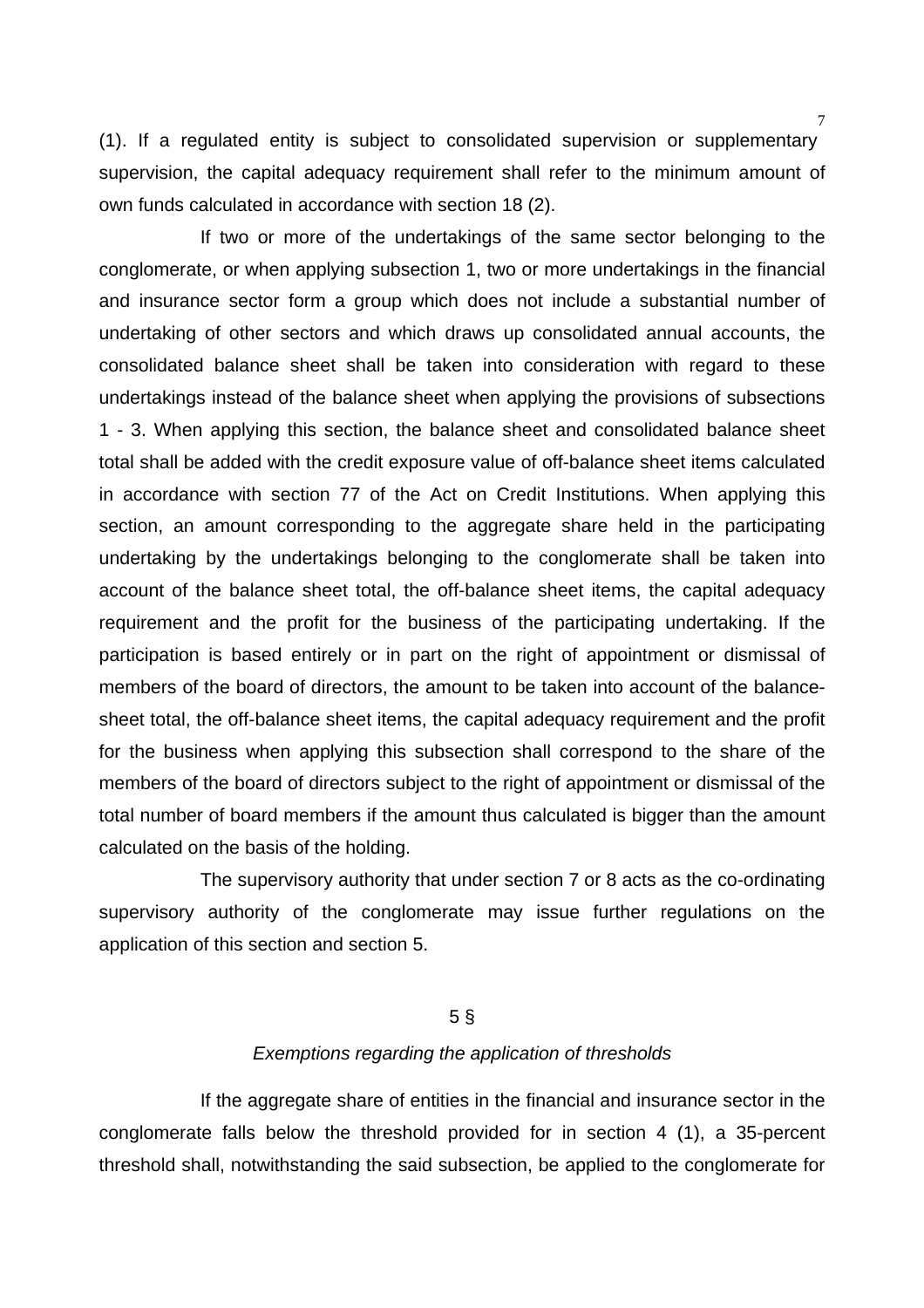(1). If a regulated entity is subject to consolidated supervision or supplementary supervision, the capital adequacy requirement shall refer to the minimum amount of own funds calculated in accordance with section 18 (2).

If two or more of the undertakings of the same sector belonging to the conglomerate, or when applying subsection 1, two or more undertakings in the financial and insurance sector form a group which does not include a substantial number of undertaking of other sectors and which draws up consolidated annual accounts, the consolidated balance sheet shall be taken into consideration with regard to these undertakings instead of the balance sheet when applying the provisions of subsections 1 - 3. When applying this section, the balance sheet and consolidated balance sheet total shall be added with the credit exposure value of off-balance sheet items calculated in accordance with section 77 of the Act on Credit Institutions. When applying this section, an amount corresponding to the aggregate share held in the participating undertaking by the undertakings belonging to the conglomerate shall be taken into account of the balance sheet total, the off-balance sheet items, the capital adequacy requirement and the profit for the business of the participating undertaking. If the participation is based entirely or in part on the right of appointment or dismissal of members of the board of directors, the amount to be taken into account of the balance-sheet total, the off-balance sheet items, the capital adequacy requirement and the profit for the business when applying this subsection shall correspond to the share of the members of the board of directors subject to the right of appointment or dismissal of the total number of board members if the amount thus calculated is bigger than the amount calculated on the basis of the holding.

The supervisory authority that under section 7 or 8 acts as the co-ordinating supervisory authority of the conglomerate may issue further regulations on the application of this section and section 5.

## 5 §

*Exemptions regarding the application of thresholds*

If the aggregate share of entities in the financial and insurance sector in the conglomerate falls below the threshold provided for in section 4 (1), a 35-percent threshold shall, notwithstanding the said subsection, be applied to the conglomerate for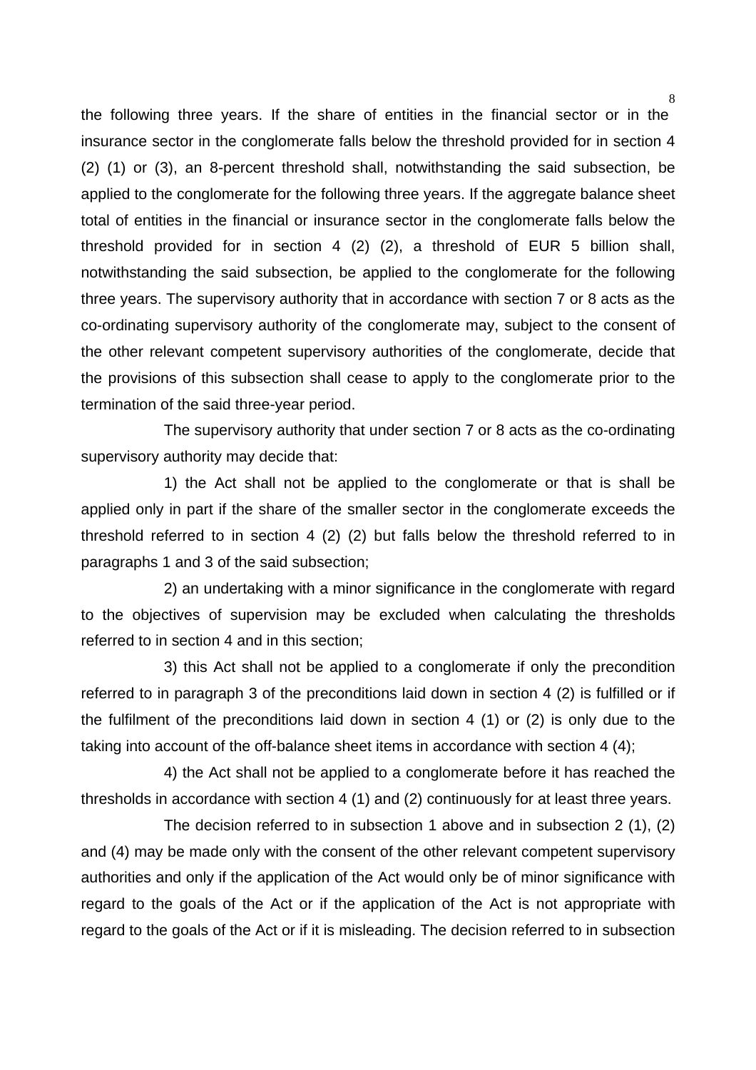the following three years. If the share of entities in the financial sector or in the insurance sector in the conglomerate falls below the threshold provided for in section 4 (2) (1) or (3), an 8-percent threshold shall, notwithstanding the said subsection, be applied to the conglomerate for the following three years. If the aggregate balance sheet total of entities in the financial or insurance sector in the conglomerate falls below the threshold provided for in section 4 (2) (2), a threshold of EUR 5 billion shall, notwithstanding the said subsection, be applied to the conglomerate for the following three years. The supervisory authority that in accordance with section 7 or 8 acts as the co-ordinating supervisory authority of the conglomerate may, subject to the consent of the other relevant competent supervisory authorities of the conglomerate, decide that the provisions of this subsection shall cease to apply to the conglomerate prior to the termination of the said three-year period.

The supervisory authority that under section 7 or 8 acts as the co-ordinating supervisory authority may decide that:

1) the Act shall not be applied to the conglomerate or that is shall be applied only in part if the share of the smaller sector in the conglomerate exceeds the threshold referred to in section 4 (2) (2) but falls below the threshold referred to in paragraphs 1 and 3 of the said subsection;

2) an undertaking with a minor significance in the conglomerate with regard to the objectives of supervision may be excluded when calculating the thresholds referred to in section 4 and in this section;

3) this Act shall not be applied to a conglomerate if only the precondition referred to in paragraph 3 of the preconditions laid down in section 4 (2) is fulfilled or if the fulfilment of the preconditions laid down in section 4 (1) or (2) is only due to the taking into account of the off-balance sheet items in accordance with section 4 (4);

4) the Act shall not be applied to a conglomerate before it has reached the thresholds in accordance with section 4 (1) and (2) continuously for at least three years.

The decision referred to in subsection 1 above and in subsection 2 (1), (2) and (4) may be made only with the consent of the other relevant competent supervisory authorities and only if the application of the Act would only be of minor significance with regard to the goals of the Act or if the application of the Act is not appropriate with regard to the goals of the Act or if it is misleading. The decision referred to in subsection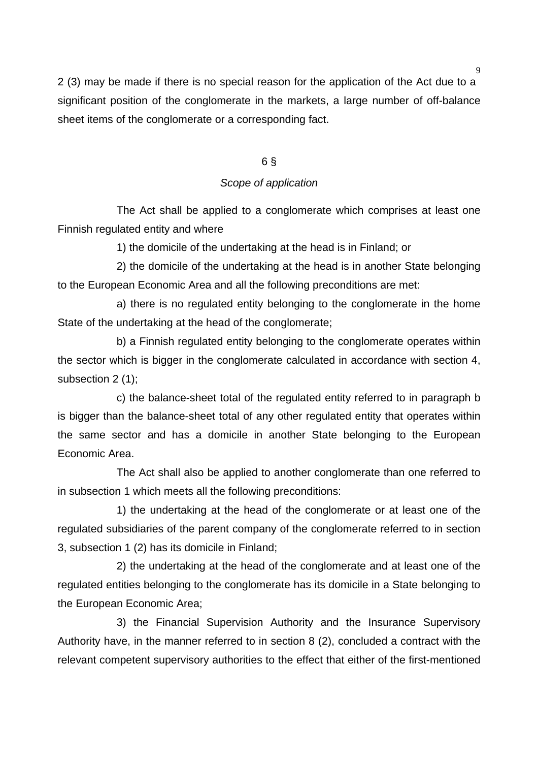2 (3) may be made if there is no special reason for the application of the Act due to a significant position of the conglomerate in the markets, a large number of off-balance sheet items of the conglomerate or a corresponding fact.

6 §

*Scope of application*

The Act shall be applied to a conglomerate which comprises at least one Finnish regulated entity and where

1) the domicile of the undertaking at the head is in Finland; or

2) the domicile of the undertaking at the head is in another State belonging to the European Economic Area and all the following preconditions are met:

a) there is no regulated entity belonging to the conglomerate in the home State of the undertaking at the head of the conglomerate;

b) a Finnish regulated entity belonging to the conglomerate operates within the sector which is bigger in the conglomerate calculated in accordance with section 4, subsection 2 (1);

c) the balance-sheet total of the regulated entity referred to in paragraph b is bigger than the balance-sheet total of any other regulated entity that operates within the same sector and has a domicile in another State belonging to the European Economic Area.

The Act shall also be applied to another conglomerate than one referred to in subsection 1 which meets all the following preconditions:

1) the undertaking at the head of the conglomerate or at least one of the regulated subsidiaries of the parent company of the conglomerate referred to in section 3, subsection 1 (2) has its domicile in Finland;

2) the undertaking at the head of the conglomerate and at least one of the regulated entities belonging to the conglomerate has its domicile in a State belonging to the European Economic Area;

3) the Financial Supervision Authority and the Insurance Supervisory Authority have, in the manner referred to in section 8 (2), concluded a contract with the relevant competent supervisory authorities to the effect that either of the first-mentioned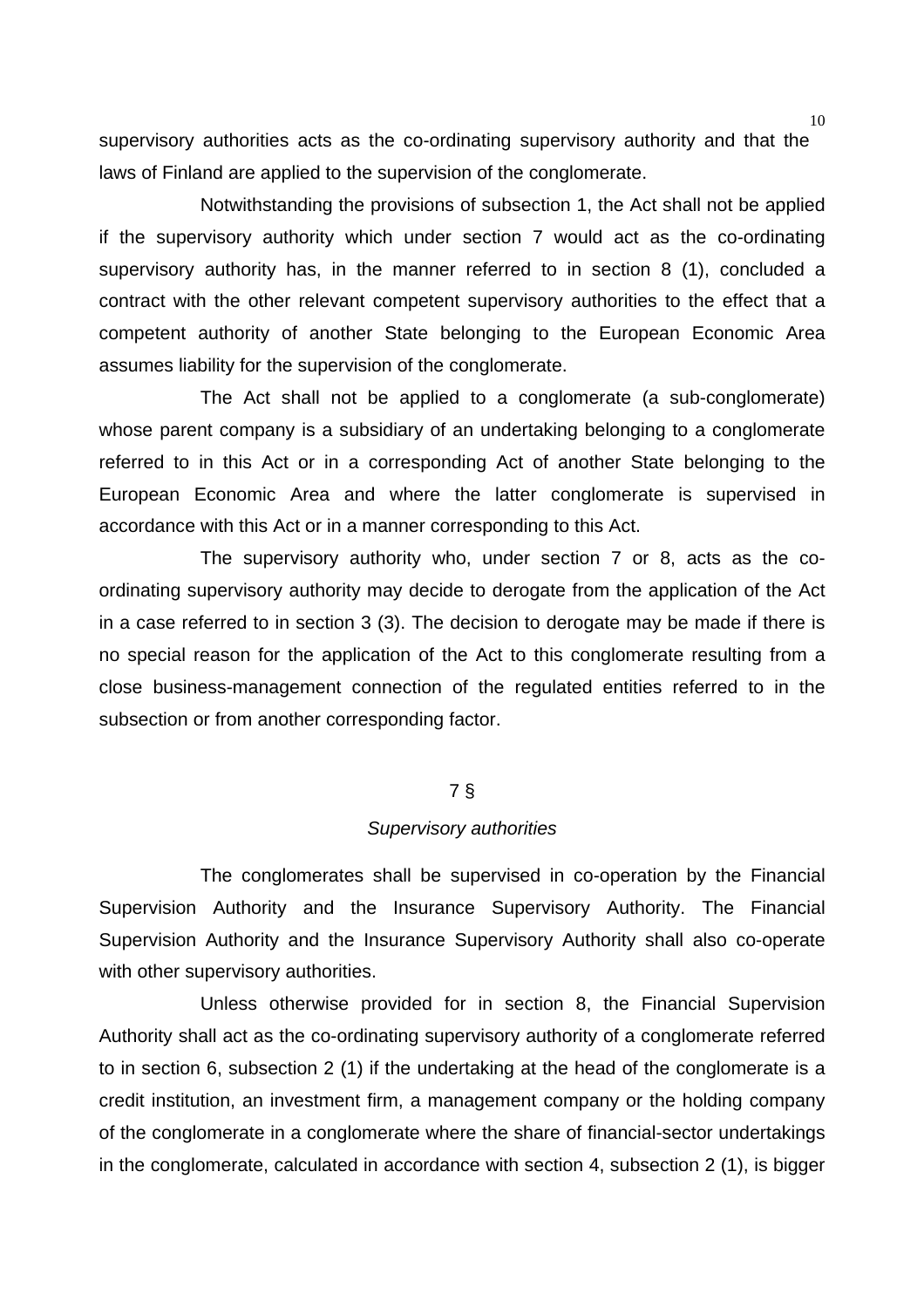supervisory authorities acts as the co-ordinating supervisory authority and that the laws of Finland are applied to the supervision of the conglomerate.

Notwithstanding the provisions of subsection 1, the Act shall not be applied if the supervisory authority which under section 7 would act as the co-ordinating supervisory authority has, in the manner referred to in section 8 (1), concluded a contract with the other relevant competent supervisory authorities to the effect that a competent authority of another State belonging to the European Economic Area assumes liability for the supervision of the conglomerate.

The Act shall not be applied to a conglomerate (a sub-conglomerate) whose parent company is a subsidiary of an undertaking belonging to a conglomerate referred to in this Act or in a corresponding Act of another State belonging to the European Economic Area and where the latter conglomerate is supervised in accordance with this Act or in a manner corresponding to this Act.

The supervisory authority who, under section 7 or 8, acts as the co-ordinating supervisory authority may decide to derogate from the application of the Act in a case referred to in section 3 (3). The decision to derogate may be made if there is no special reason for the application of the Act to this conglomerate resulting from a close business-management connection of the regulated entities referred to in the subsection or from another corresponding factor.

## 7 §

### *Supervisory authorities*

The conglomerates shall be supervised in co-operation by the Financial Supervision Authority and the Insurance Supervisory Authority. The Financial Supervision Authority and the Insurance Supervisory Authority shall also co-operate with other supervisory authorities.

Unless otherwise provided for in section 8, the Financial Supervision Authority shall act as the co-ordinating supervisory authority of a conglomerate referred to in section 6, subsection 2 (1) if the undertaking at the head of the conglomerate is a credit institution, an investment firm, a management company or the holding company of the conglomerate in a conglomerate where the share of financial-sector undertakings in the conglomerate, calculated in accordance with section 4, subsection 2 (1), is bigger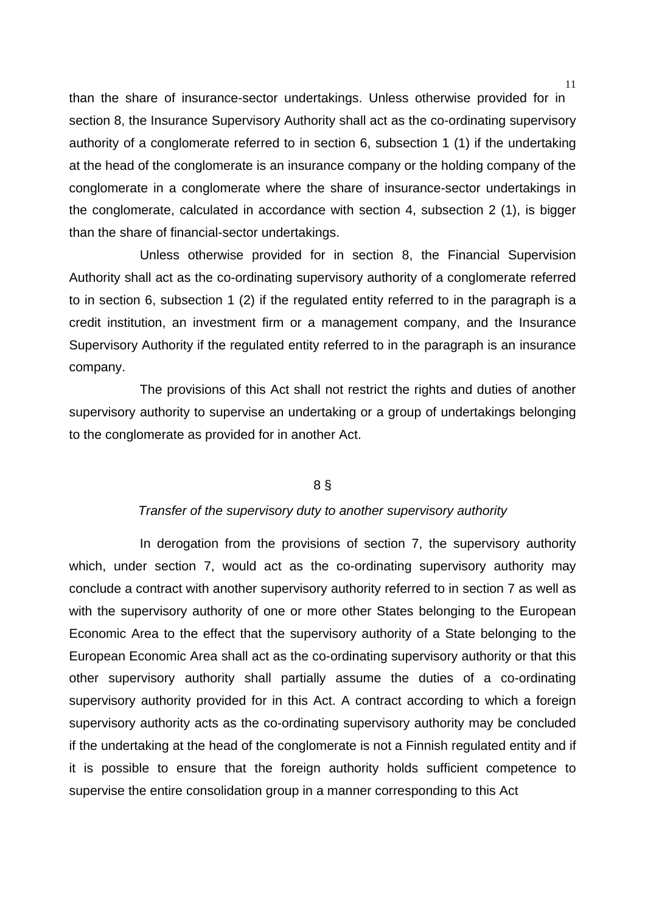than the share of insurance-sector undertakings. Unless otherwise provided for in section 8, the Insurance Supervisory Authority shall act as the co-ordinating supervisory authority of a conglomerate referred to in section 6, subsection 1 (1) if the undertaking at the head of the conglomerate is an insurance company or the holding company of the conglomerate in a conglomerate where the share of insurance-sector undertakings in the conglomerate, calculated in accordance with section 4, subsection 2 (1), is bigger than the share of financial-sector undertakings.

Unless otherwise provided for in section 8, the Financial Supervision Authority shall act as the co-ordinating supervisory authority of a conglomerate referred to in section 6, subsection 1 (2) if the regulated entity referred to in the paragraph is a credit institution, an investment firm or a management company, and the Insurance Supervisory Authority if the regulated entity referred to in the paragraph is an insurance company.

The provisions of this Act shall not restrict the rights and duties of another supervisory authority to supervise an undertaking or a group of undertakings belonging to the conglomerate as provided for in another Act.

8 §

*Transfer of the supervisory duty to another supervisory authority*

In derogation from the provisions of section 7, the supervisory authority which, under section 7, would act as the co-ordinating supervisory authority may conclude a contract with another supervisory authority referred to in section 7 as well as with the supervisory authority of one or more other States belonging to the European Economic Area to the effect that the supervisory authority of a State belonging to the European Economic Area shall act as the co-ordinating supervisory authority or that this other supervisory authority shall partially assume the duties of a co-ordinating supervisory authority provided for in this Act. A contract according to which a foreign supervisory authority acts as the co-ordinating supervisory authority may be concluded if the undertaking at the head of the conglomerate is not a Finnish regulated entity and if it is possible to ensure that the foreign authority holds sufficient competence to supervise the entire consolidation group in a manner corresponding to this Act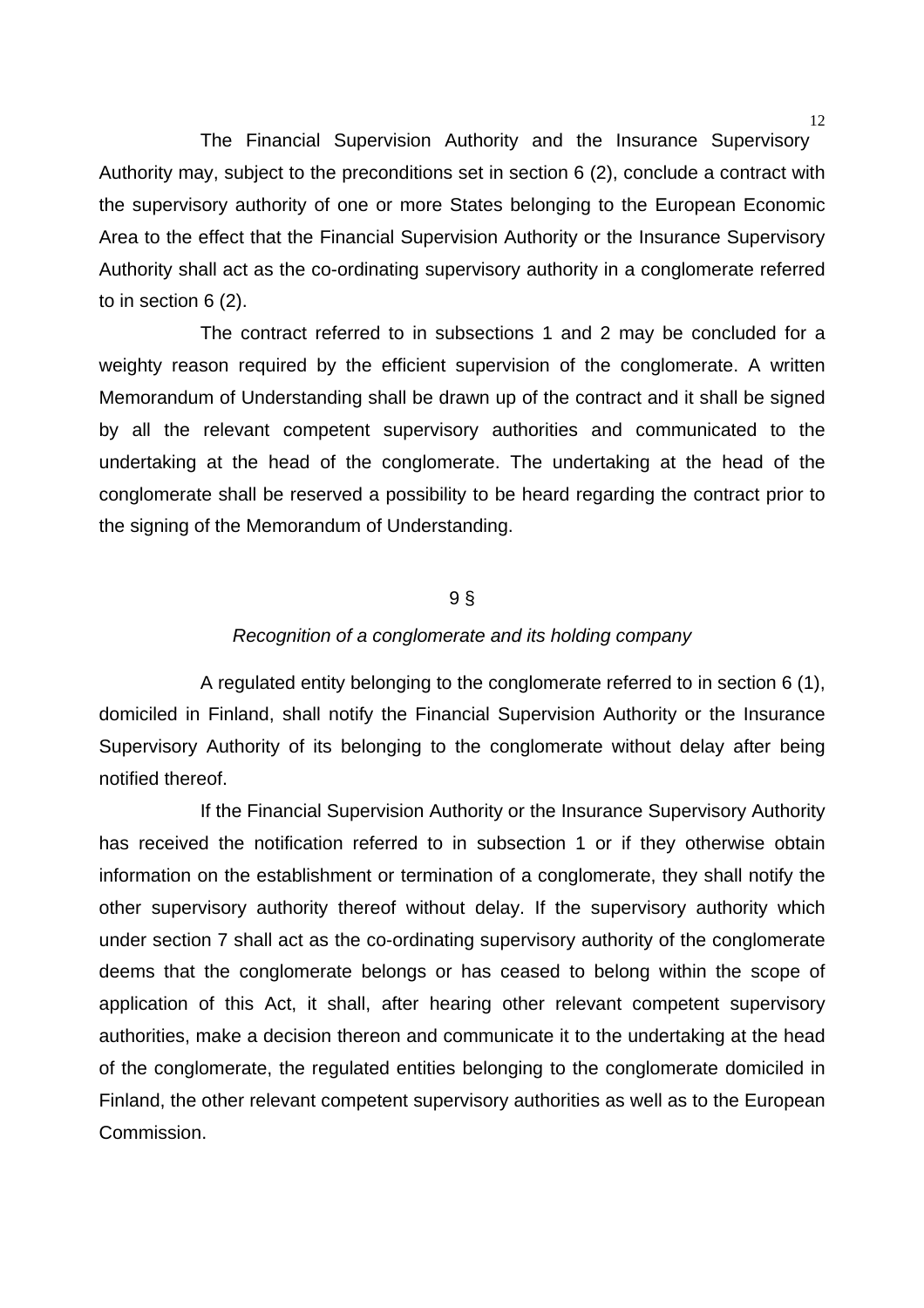The Financial Supervision Authority and the Insurance Supervisory Authority may, subject to the preconditions set in section 6 (2), conclude a contract with the supervisory authority of one or more States belonging to the European Economic Area to the effect that the Financial Supervision Authority or the Insurance Supervisory Authority shall act as the co-ordinating supervisory authority in a conglomerate referred to in section 6 (2).

The contract referred to in subsections 1 and 2 may be concluded for a weighty reason required by the efficient supervision of the conglomerate. A written Memorandum of Understanding shall be drawn up of the contract and it shall be signed by all the relevant competent supervisory authorities and communicated to the undertaking at the head of the conglomerate. The undertaking at the head of the conglomerate shall be reserved a possibility to be heard regarding the contract prior to the signing of the Memorandum of Understanding.

## 9 §

### *Recognition of a conglomerate and its holding company*

A regulated entity belonging to the conglomerate referred to in section 6 (1), domiciled in Finland, shall notify the Financial Supervision Authority or the Insurance Supervisory Authority of its belonging to the conglomerate without delay after being notified thereof.

If the Financial Supervision Authority or the Insurance Supervisory Authority has received the notification referred to in subsection 1 or if they otherwise obtain information on the establishment or termination of a conglomerate, they shall notify the other supervisory authority thereof without delay. If the supervisory authority which under section 7 shall act as the co-ordinating supervisory authority of the conglomerate deems that the conglomerate belongs or has ceased to belong within the scope of application of this Act, it shall, after hearing other relevant competent supervisory authorities, make a decision thereon and communicate it to the undertaking at the head of the conglomerate, the regulated entities belonging to the conglomerate domiciled in Finland, the other relevant competent supervisory authorities as well as to the European Commission.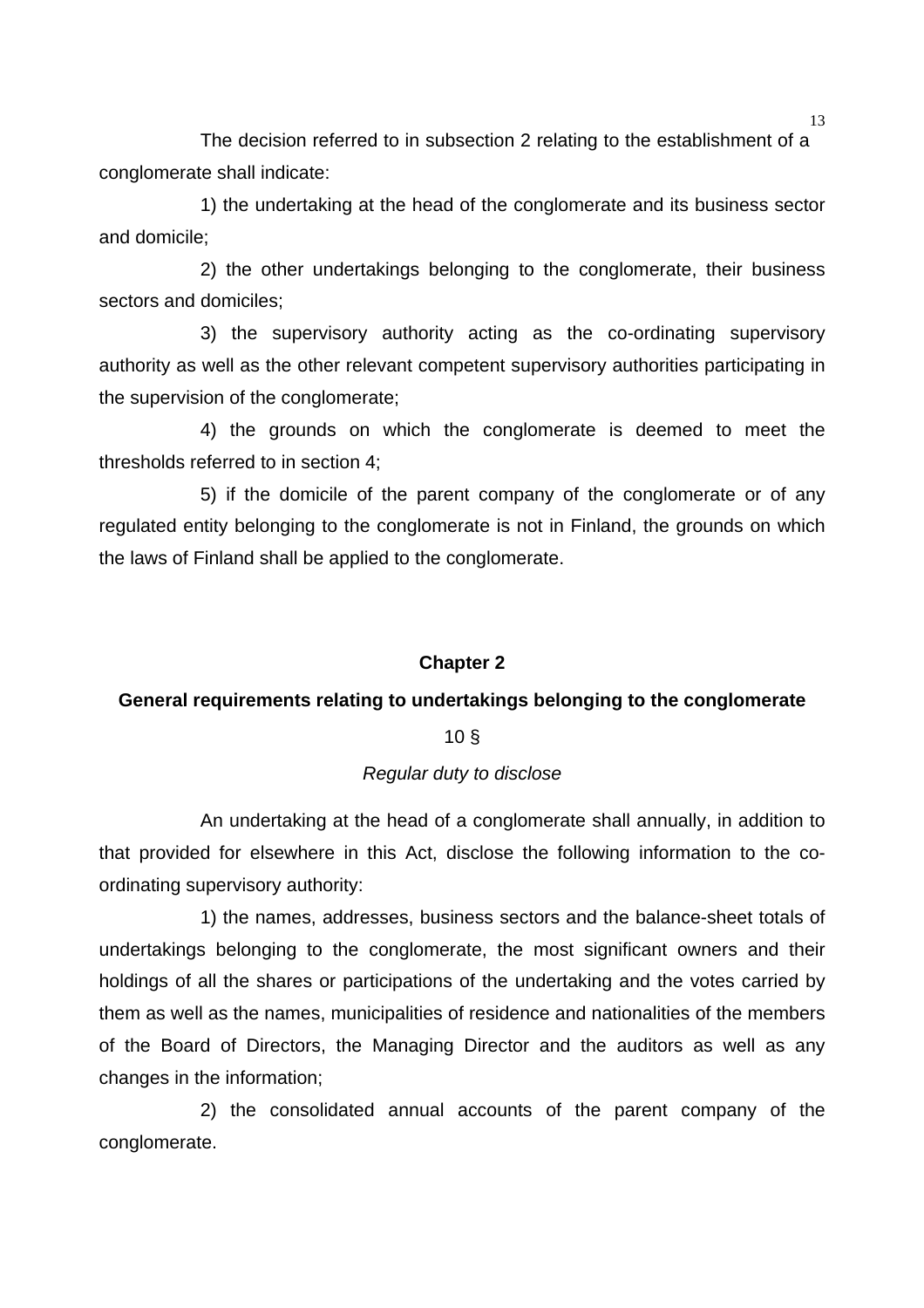The decision referred to in subsection 2 relating to the establishment of a conglomerate shall indicate:

1) the undertaking at the head of the conglomerate and its business sector and domicile;

2) the other undertakings belonging to the conglomerate, their business sectors and domiciles;

3) the supervisory authority acting as the co-ordinating supervisory authority as well as the other relevant competent supervisory authorities participating in the supervision of the conglomerate;

4) the grounds on which the conglomerate is deemed to meet the thresholds referred to in section 4;

5) if the domicile of the parent company of the conglomerate or of any regulated entity belonging to the conglomerate is not in Finland, the grounds on which the laws of Finland shall be applied to the conglomerate.

## Chapter 2

## General requirements relating to undertakings belonging to the conglomerate

10 §

*Regular duty to disclose*

An undertaking at the head of a conglomerate shall annually, in addition to that provided for elsewhere in this Act, disclose the following information to the co-ordinating supervisory authority:

1) the names, addresses, business sectors and the balance-sheet totals of undertakings belonging to the conglomerate, the most significant owners and their holdings of all the shares or participations of the undertaking and the votes carried by them as well as the names, municipalities of residence and nationalities of the members of the Board of Directors, the Managing Director and the auditors as well as any changes in the information;

2) the consolidated annual accounts of the parent company of the conglomerate.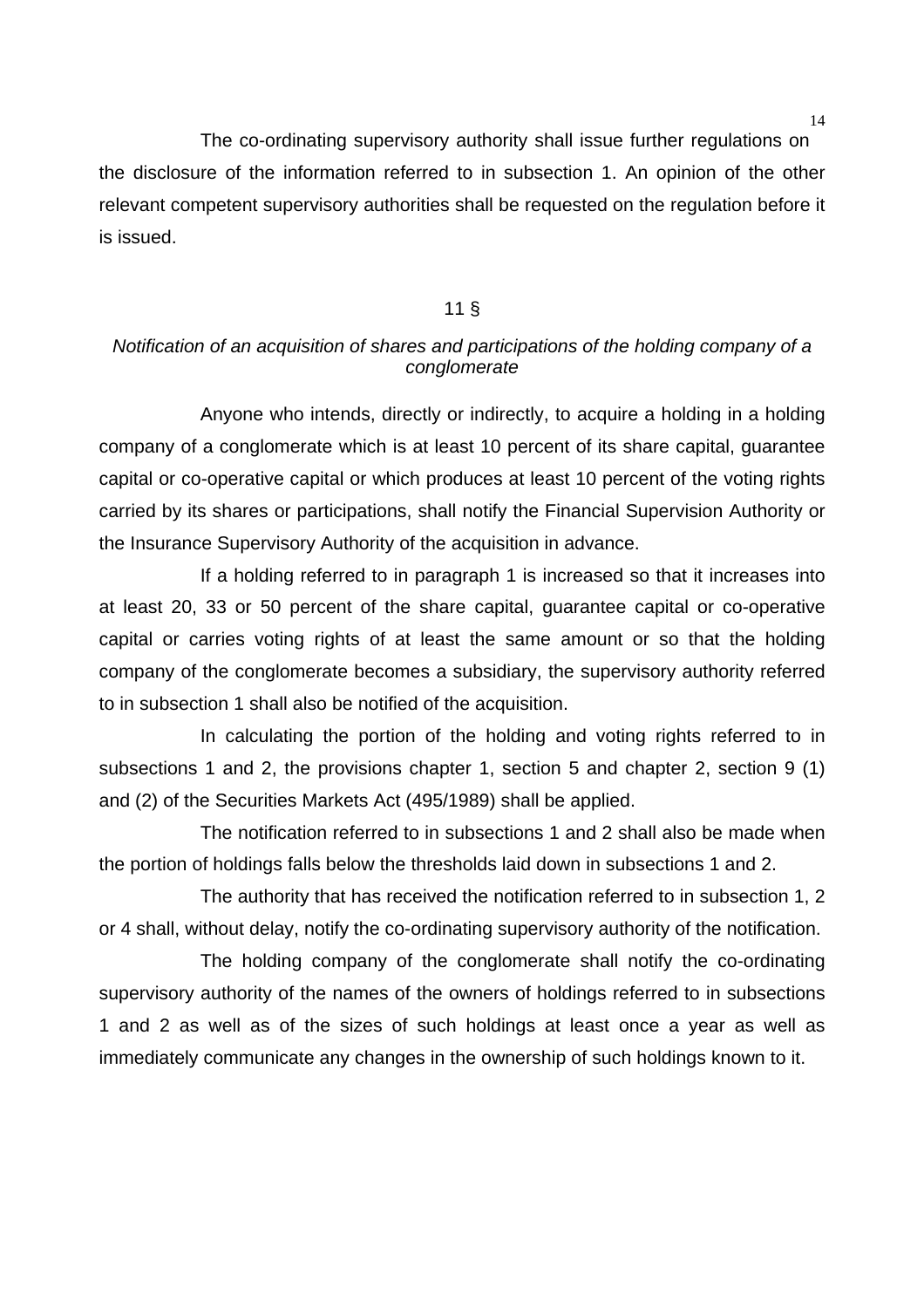The co-ordinating supervisory authority shall issue further regulations on the disclosure of the information referred to in subsection 1. An opinion of the other relevant competent supervisory authorities shall be requested on the regulation before it is issued.

## 11 §

*Notification of an acquisition of shares and participations of the holding company of a conglomerate*

Anyone who intends, directly or indirectly, to acquire a holding in a holding company of a conglomerate which is at least 10 percent of its share capital, guarantee capital or co-operative capital or which produces at least 10 percent of the voting rights carried by its shares or participations, shall notify the Financial Supervision Authority or the Insurance Supervisory Authority of the acquisition in advance.

If a holding referred to in paragraph 1 is increased so that it increases into at least 20, 33 or 50 percent of the share capital, guarantee capital or co-operative capital or carries voting rights of at least the same amount or so that the holding company of the conglomerate becomes a subsidiary, the supervisory authority referred to in subsection 1 shall also be notified of the acquisition.

In calculating the portion of the holding and voting rights referred to in subsections 1 and 2, the provisions chapter 1, section 5 and chapter 2, section 9 (1) and (2) of the Securities Markets Act (495/1989) shall be applied.

The notification referred to in subsections 1 and 2 shall also be made when the portion of holdings falls below the thresholds laid down in subsections 1 and 2.

The authority that has received the notification referred to in subsection 1, 2 or 4 shall, without delay, notify the co-ordinating supervisory authority of the notification.

The holding company of the conglomerate shall notify the co-ordinating supervisory authority of the names of the owners of holdings referred to in subsections 1 and 2 as well as of the sizes of such holdings at least once a year as well as immediately communicate any changes in the ownership of such holdings known to it.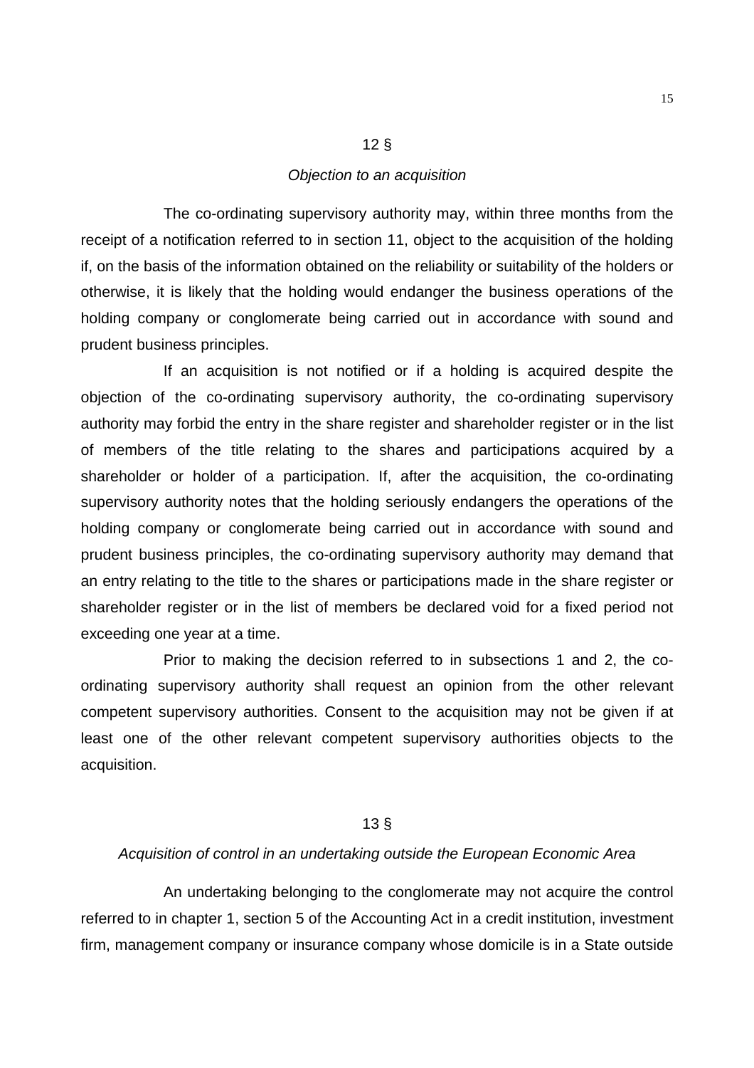## 12 §

*Objection to an acquisition*

The co-ordinating supervisory authority may, within three months from the receipt of a notification referred to in section 11, object to the acquisition of the holding if, on the basis of the information obtained on the reliability or suitability of the holders or otherwise, it is likely that the holding would endanger the business operations of the holding company or conglomerate being carried out in accordance with sound and prudent business principles.

If an acquisition is not notified or if a holding is acquired despite the objection of the co-ordinating supervisory authority, the co-ordinating supervisory authority may forbid the entry in the share register and shareholder register or in the list of members of the title relating to the shares and participations acquired by a shareholder or holder of a participation. If, after the acquisition, the co-ordinating supervisory authority notes that the holding seriously endangers the operations of the holding company or conglomerate being carried out in accordance with sound and prudent business principles, the co-ordinating supervisory authority may demand that an entry relating to the title to the shares or participations made in the share register or shareholder register or in the list of members be declared void for a fixed period not exceeding one year at a time.

Prior to making the decision referred to in subsections 1 and 2, the co-ordinating supervisory authority shall request an opinion from the other relevant competent supervisory authorities. Consent to the acquisition may not be given if at least one of the other relevant competent supervisory authorities objects to the acquisition.

## 13 §

*Acquisition of control in an undertaking outside the European Economic Area*

An undertaking belonging to the conglomerate may not acquire the control referred to in chapter 1, section 5 of the Accounting Act in a credit institution, investment firm, management company or insurance company whose domicile is in a State outside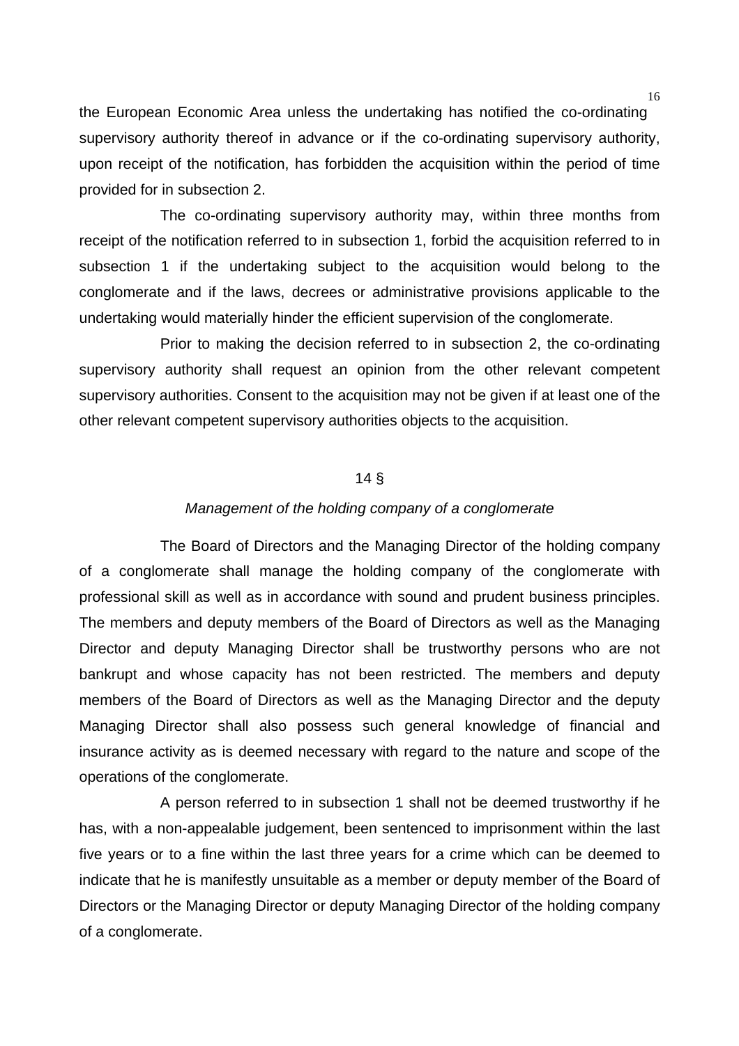the European Economic Area unless the undertaking has notified the co-ordinating supervisory authority thereof in advance or if the co-ordinating supervisory authority, upon receipt of the notification, has forbidden the acquisition within the period of time provided for in subsection 2.

The co-ordinating supervisory authority may, within three months from receipt of the notification referred to in subsection 1, forbid the acquisition referred to in subsection 1 if the undertaking subject to the acquisition would belong to the conglomerate and if the laws, decrees or administrative provisions applicable to the undertaking would materially hinder the efficient supervision of the conglomerate.

Prior to making the decision referred to in subsection 2, the co-ordinating supervisory authority shall request an opinion from the other relevant competent supervisory authorities. Consent to the acquisition may not be given if at least one of the other relevant competent supervisory authorities objects to the acquisition.

14 §

*Management of the holding company of a conglomerate*

The Board of Directors and the Managing Director of the holding company of a conglomerate shall manage the holding company of the conglomerate with professional skill as well as in accordance with sound and prudent business principles. The members and deputy members of the Board of Directors as well as the Managing Director and deputy Managing Director shall be trustworthy persons who are not bankrupt and whose capacity has not been restricted. The members and deputy members of the Board of Directors as well as the Managing Director and the deputy Managing Director shall also possess such general knowledge of financial and insurance activity as is deemed necessary with regard to the nature and scope of the operations of the conglomerate.

A person referred to in subsection 1 shall not be deemed trustworthy if he has, with a non-appealable judgement, been sentenced to imprisonment within the last five years or to a fine within the last three years for a crime which can be deemed to indicate that he is manifestly unsuitable as a member or deputy member of the Board of Directors or the Managing Director or deputy Managing Director of the holding company of a conglomerate.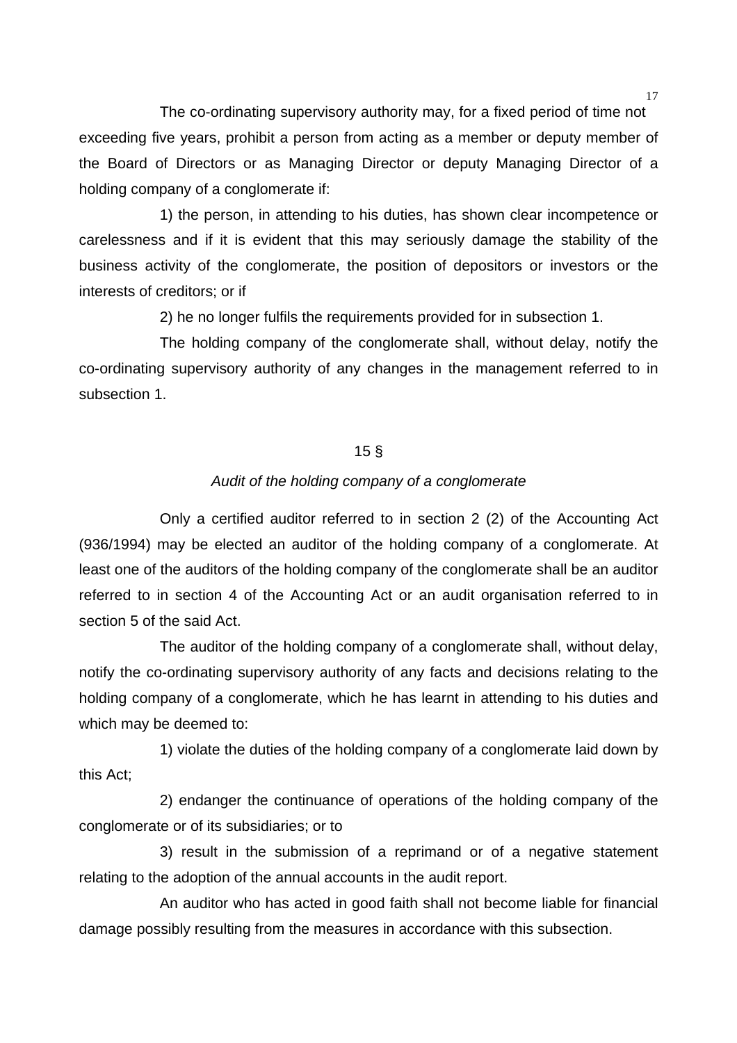The co-ordinating supervisory authority may, for a fixed period of time not exceeding five years, prohibit a person from acting as a member or deputy member of the Board of Directors or as Managing Director or deputy Managing Director of a holding company of a conglomerate if:

1) the person, in attending to his duties, has shown clear incompetence or carelessness and if it is evident that this may seriously damage the stability of the business activity of the conglomerate, the position of depositors or investors or the interests of creditors; or if

2) he no longer fulfils the requirements provided for in subsection 1.

The holding company of the conglomerate shall, without delay, notify the co-ordinating supervisory authority of any changes in the management referred to in subsection 1.

## 15 §

*Audit of the holding company of a conglomerate*

Only a certified auditor referred to in section 2 (2) of the Accounting Act (936/1994) may be elected an auditor of the holding company of a conglomerate. At least one of the auditors of the holding company of the conglomerate shall be an auditor referred to in section 4 of the Accounting Act or an audit organisation referred to in section 5 of the said Act.

The auditor of the holding company of a conglomerate shall, without delay, notify the co-ordinating supervisory authority of any facts and decisions relating to the holding company of a conglomerate, which he has learnt in attending to his duties and which may be deemed to:

1) violate the duties of the holding company of a conglomerate laid down by this Act;

2) endanger the continuance of operations of the holding company of the conglomerate or of its subsidiaries; or to

3) result in the submission of a reprimand or of a negative statement relating to the adoption of the annual accounts in the audit report.

An auditor who has acted in good faith shall not become liable for financial damage possibly resulting from the measures in accordance with this subsection.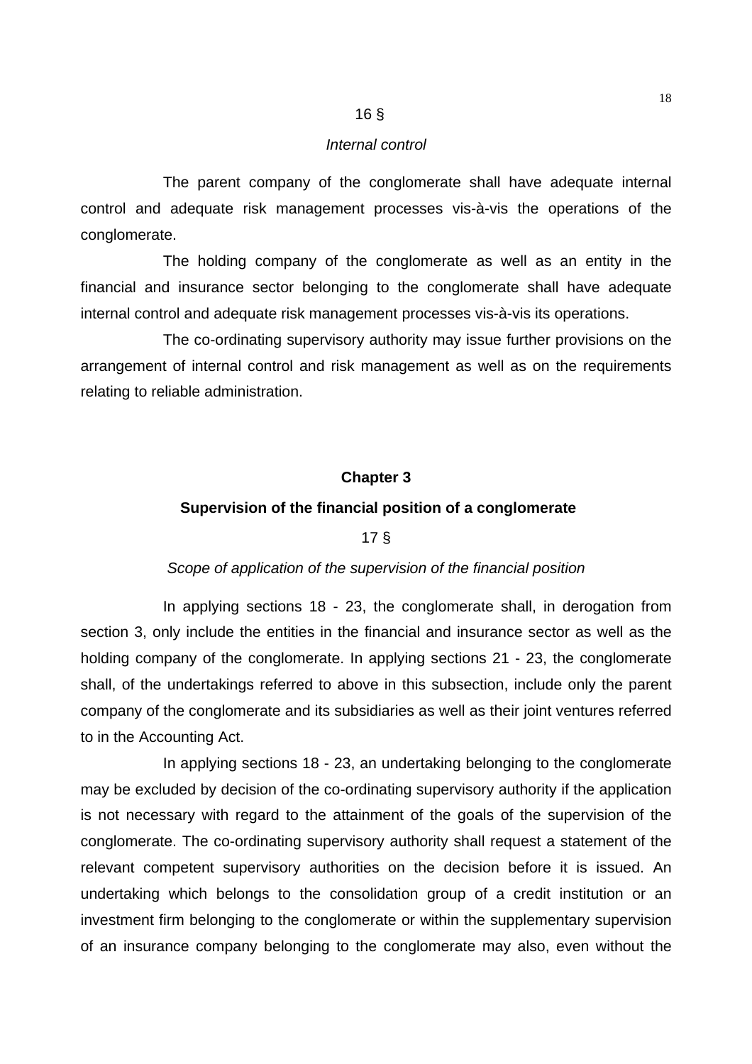16 §

*Internal control*

The parent company of the conglomerate shall have adequate internal control and adequate risk management processes vis-à-vis the operations of the conglomerate.

The holding company of the conglomerate as well as an entity in the financial and insurance sector belonging to the conglomerate shall have adequate internal control and adequate risk management processes vis-à-vis its operations.

The co-ordinating supervisory authority may issue further provisions on the arrangement of internal control and risk management as well as on the requirements relating to reliable administration.

## Chapter 3

## Supervision of the financial position of a conglomerate

17 §

*Scope of application of the supervision of the financial position*

In applying sections 18 - 23, the conglomerate shall, in derogation from section 3, only include the entities in the financial and insurance sector as well as the holding company of the conglomerate. In applying sections 21 - 23, the conglomerate shall, of the undertakings referred to above in this subsection, include only the parent company of the conglomerate and its subsidiaries as well as their joint ventures referred to in the Accounting Act.

In applying sections 18 - 23, an undertaking belonging to the conglomerate may be excluded by decision of the co-ordinating supervisory authority if the application is not necessary with regard to the attainment of the goals of the supervision of the conglomerate. The co-ordinating supervisory authority shall request a statement of the relevant competent supervisory authorities on the decision before it is issued. An undertaking which belongs to the consolidation group of a credit institution or an investment firm belonging to the conglomerate or within the supplementary supervision of an insurance company belonging to the conglomerate may also, even without the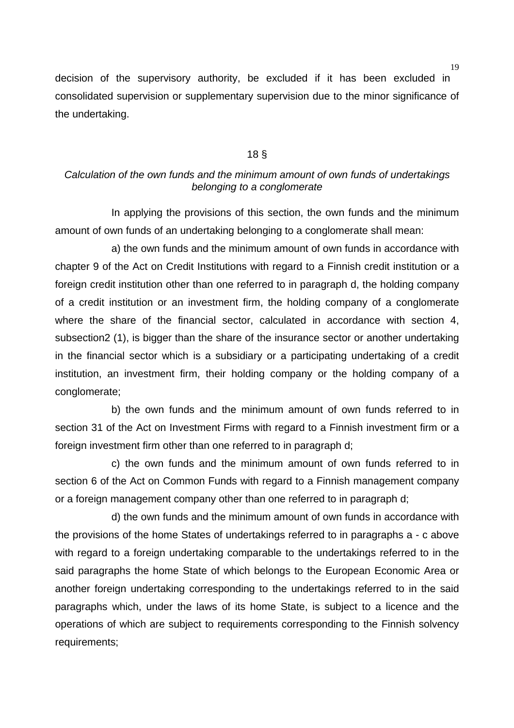decision of the supervisory authority, be excluded if it has been excluded in consolidated supervision or supplementary supervision due to the minor significance of the undertaking.

18 §

*Calculation of the own funds and the minimum amount of own funds of undertakings belonging to a conglomerate*

In applying the provisions of this section, the own funds and the minimum amount of own funds of an undertaking belonging to a conglomerate shall mean:

a) the own funds and the minimum amount of own funds in accordance with chapter 9 of the Act on Credit Institutions with regard to a Finnish credit institution or a foreign credit institution other than one referred to in paragraph d, the holding company of a credit institution or an investment firm, the holding company of a conglomerate where the share of the financial sector, calculated in accordance with section 4, subsection2 (1), is bigger than the share of the insurance sector or another undertaking in the financial sector which is a subsidiary or a participating undertaking of a credit institution, an investment firm, their holding company or the holding company of a conglomerate;

b) the own funds and the minimum amount of own funds referred to in section 31 of the Act on Investment Firms with regard to a Finnish investment firm or a foreign investment firm other than one referred to in paragraph d;

c) the own funds and the minimum amount of own funds referred to in section 6 of the Act on Common Funds with regard to a Finnish management company or a foreign management company other than one referred to in paragraph d;

d) the own funds and the minimum amount of own funds in accordance with the provisions of the home States of undertakings referred to in paragraphs a - c above with regard to a foreign undertaking comparable to the undertakings referred to in the said paragraphs the home State of which belongs to the European Economic Area or another foreign undertaking corresponding to the undertakings referred to in the said paragraphs which, under the laws of its home State, is subject to a licence and the operations of which are subject to requirements corresponding to the Finnish solvency requirements;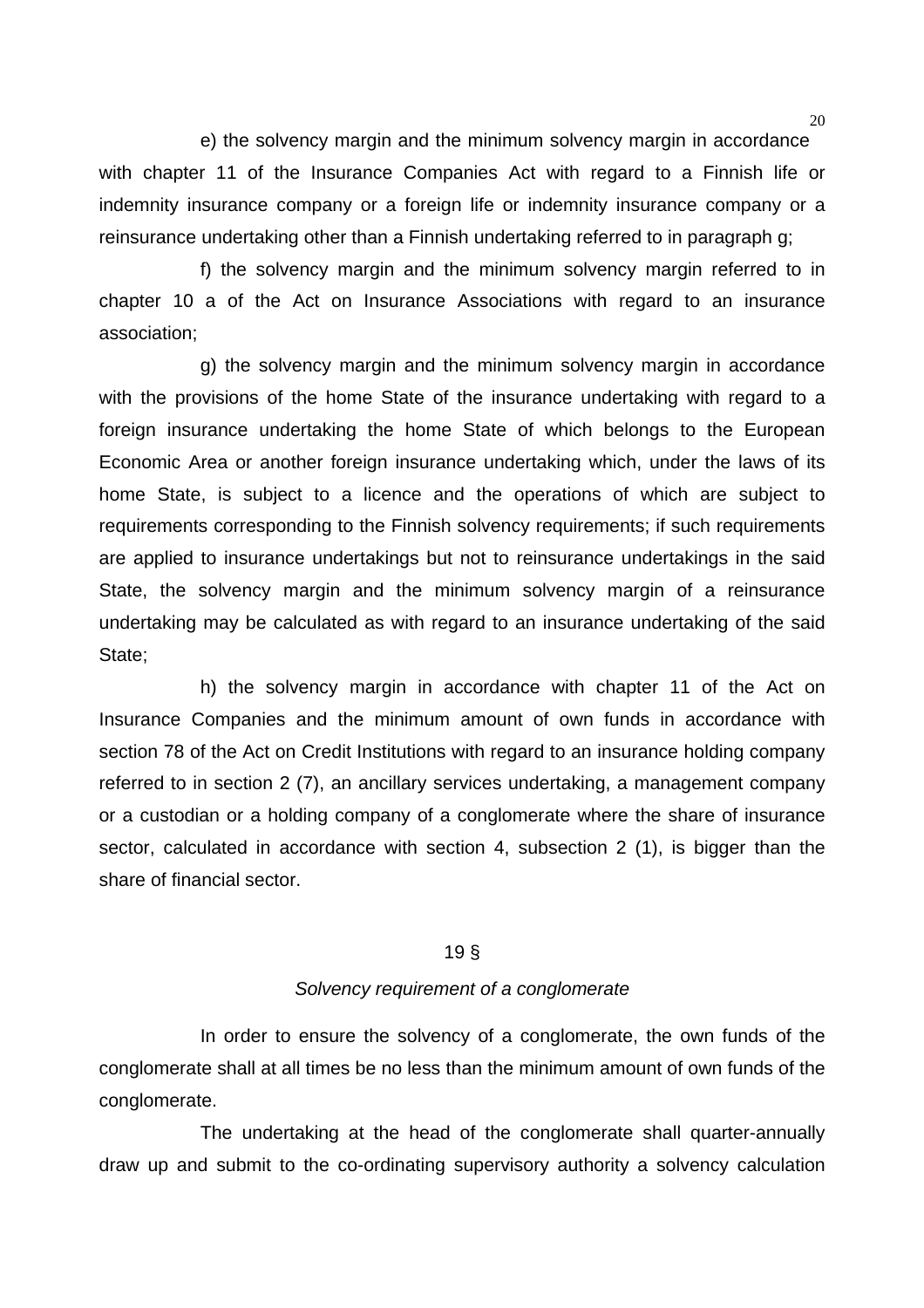e) the solvency margin and the minimum solvency margin in accordance with chapter 11 of the Insurance Companies Act with regard to a Finnish life or indemnity insurance company or a foreign life or indemnity insurance company or a reinsurance undertaking other than a Finnish undertaking referred to in paragraph g;

f) the solvency margin and the minimum solvency margin referred to in chapter 10 a of the Act on Insurance Associations with regard to an insurance association;

g) the solvency margin and the minimum solvency margin in accordance with the provisions of the home State of the insurance undertaking with regard to a foreign insurance undertaking the home State of which belongs to the European Economic Area or another foreign insurance undertaking which, under the laws of its home State, is subject to a licence and the operations of which are subject to requirements corresponding to the Finnish solvency requirements; if such requirements are applied to insurance undertakings but not to reinsurance undertakings in the said State, the solvency margin and the minimum solvency margin of a reinsurance undertaking may be calculated as with regard to an insurance undertaking of the said State;

h) the solvency margin in accordance with chapter 11 of the Act on Insurance Companies and the minimum amount of own funds in accordance with section 78 of the Act on Credit Institutions with regard to an insurance holding company referred to in section 2 (7), an ancillary services undertaking, a management company or a custodian or a holding company of a conglomerate where the share of insurance sector, calculated in accordance with section 4, subsection 2 (1), is bigger than the share of financial sector.

### 19 §

*Solvency requirement of a conglomerate*

In order to ensure the solvency of a conglomerate, the own funds of the conglomerate shall at all times be no less than the minimum amount of own funds of the conglomerate.

The undertaking at the head of the conglomerate shall quarter-annually draw up and submit to the co-ordinating supervisory authority a solvency calculation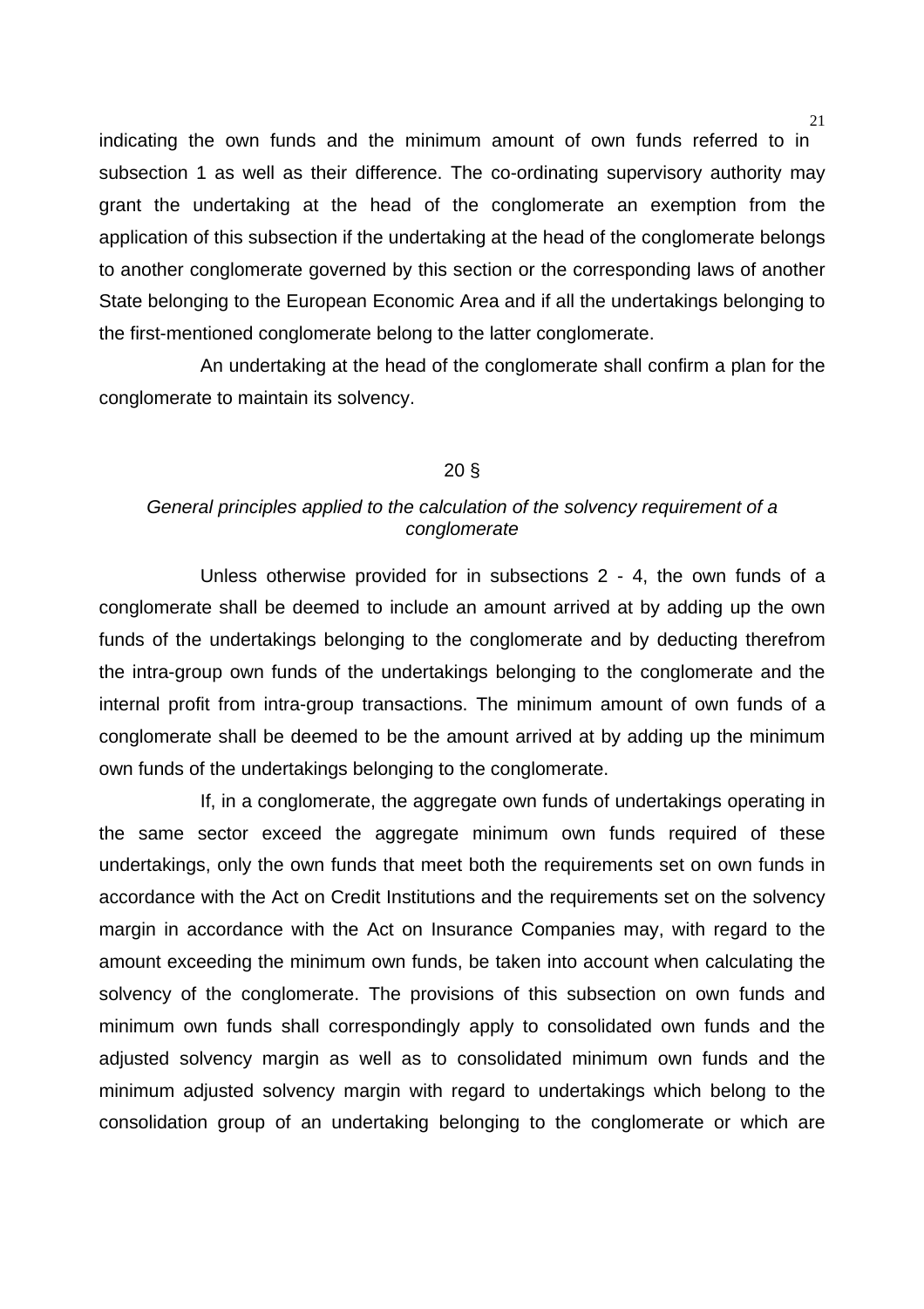indicating the own funds and the minimum amount of own funds referred to in subsection 1 as well as their difference. The co-ordinating supervisory authority may grant the undertaking at the head of the conglomerate an exemption from the application of this subsection if the undertaking at the head of the conglomerate belongs to another conglomerate governed by this section or the corresponding laws of another State belonging to the European Economic Area and if all the undertakings belonging to the first-mentioned conglomerate belong to the latter conglomerate.

An undertaking at the head of the conglomerate shall confirm a plan for the conglomerate to maintain its solvency.

## 20 §

*General principles applied to the calculation of the solvency requirement of a conglomerate*

Unless otherwise provided for in subsections 2 - 4, the own funds of a conglomerate shall be deemed to include an amount arrived at by adding up the own funds of the undertakings belonging to the conglomerate and by deducting therefrom the intra-group own funds of the undertakings belonging to the conglomerate and the internal profit from intra-group transactions. The minimum amount of own funds of a conglomerate shall be deemed to be the amount arrived at by adding up the minimum own funds of the undertakings belonging to the conglomerate.

If, in a conglomerate, the aggregate own funds of undertakings operating in the same sector exceed the aggregate minimum own funds required of these undertakings, only the own funds that meet both the requirements set on own funds in accordance with the Act on Credit Institutions and the requirements set on the solvency margin in accordance with the Act on Insurance Companies may, with regard to the amount exceeding the minimum own funds, be taken into account when calculating the solvency of the conglomerate. The provisions of this subsection on own funds and minimum own funds shall correspondingly apply to consolidated own funds and the adjusted solvency margin as well as to consolidated minimum own funds and the minimum adjusted solvency margin with regard to undertakings which belong to the consolidation group of an undertaking belonging to the conglomerate or which are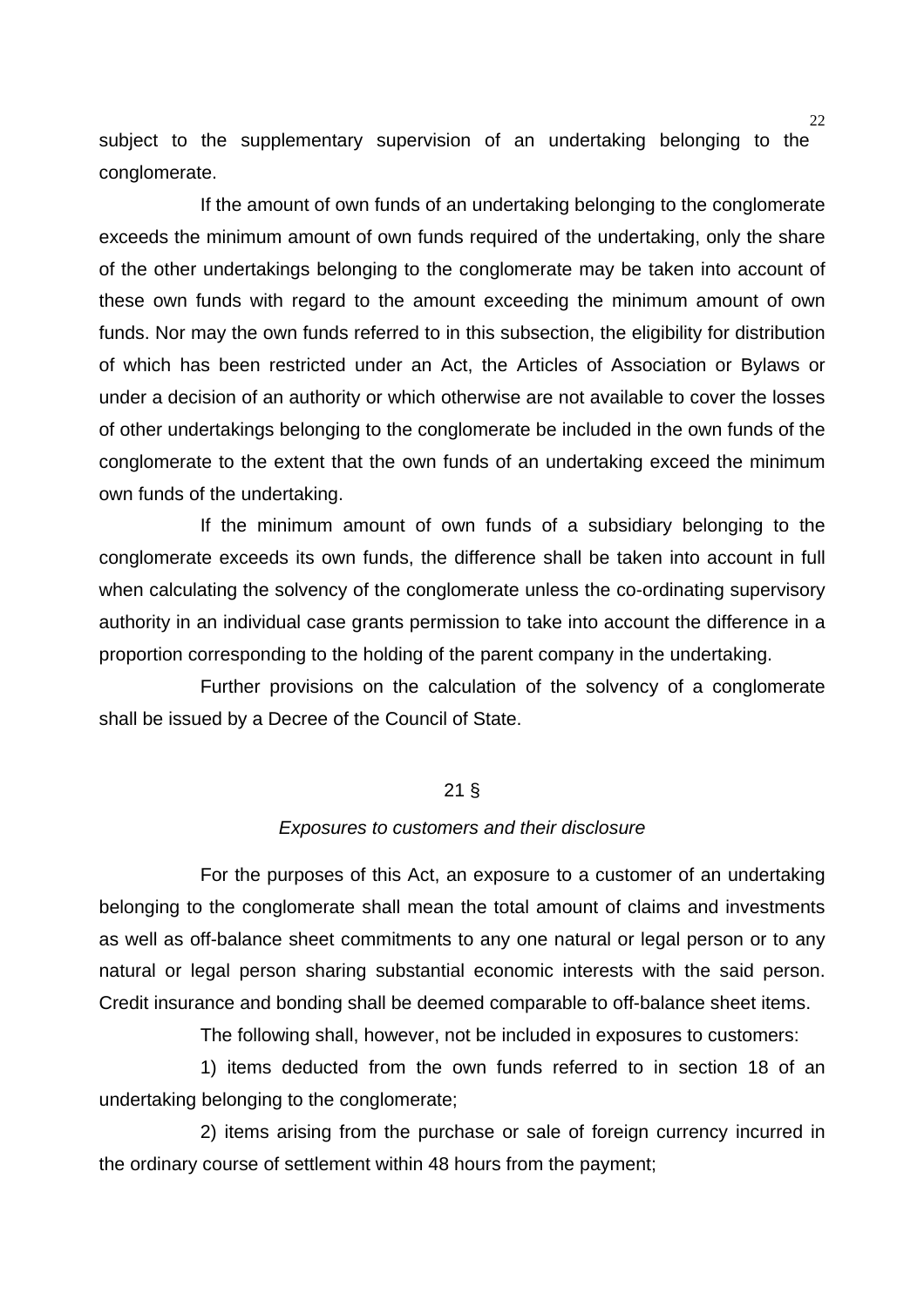subject to the supplementary supervision of an undertaking belonging to the conglomerate.

If the amount of own funds of an undertaking belonging to the conglomerate exceeds the minimum amount of own funds required of the undertaking, only the share of the other undertakings belonging to the conglomerate may be taken into account of these own funds with regard to the amount exceeding the minimum amount of own funds. Nor may the own funds referred to in this subsection, the eligibility for distribution of which has been restricted under an Act, the Articles of Association or Bylaws or under a decision of an authority or which otherwise are not available to cover the losses of other undertakings belonging to the conglomerate be included in the own funds of the conglomerate to the extent that the own funds of an undertaking exceed the minimum own funds of the undertaking.

If the minimum amount of own funds of a subsidiary belonging to the conglomerate exceeds its own funds, the difference shall be taken into account in full when calculating the solvency of the conglomerate unless the co-ordinating supervisory authority in an individual case grants permission to take into account the difference in a proportion corresponding to the holding of the parent company in the undertaking.

Further provisions on the calculation of the solvency of a conglomerate shall be issued by a Decree of the Council of State.

### 21 §

*Exposures to customers and their disclosure*

For the purposes of this Act, an exposure to a customer of an undertaking belonging to the conglomerate shall mean the total amount of claims and investments as well as off-balance sheet commitments to any one natural or legal person or to any natural or legal person sharing substantial economic interests with the said person. Credit insurance and bonding shall be deemed comparable to off-balance sheet items.

The following shall, however, not be included in exposures to customers:

1) items deducted from the own funds referred to in section 18 of an undertaking belonging to the conglomerate;

2) items arising from the purchase or sale of foreign currency incurred in the ordinary course of settlement within 48 hours from the payment;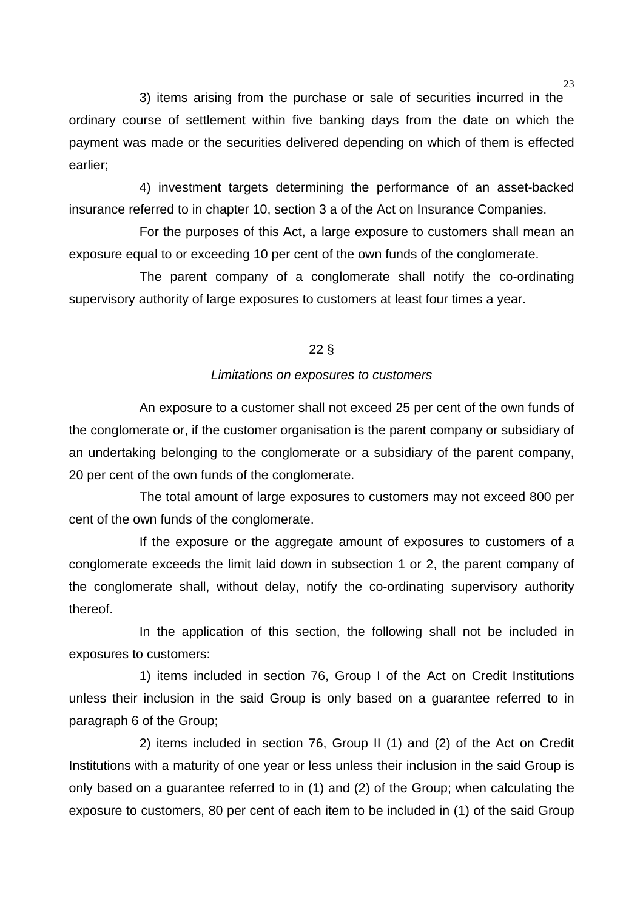3) items arising from the purchase or sale of securities incurred in the ordinary course of settlement within five banking days from the date on which the payment was made or the securities delivered depending on which of them is effected earlier;

4) investment targets determining the performance of an asset-backed insurance referred to in chapter 10, section 3 a of the Act on Insurance Companies.

For the purposes of this Act, a large exposure to customers shall mean an exposure equal to or exceeding 10 per cent of the own funds of the conglomerate.

The parent company of a conglomerate shall notify the co-ordinating supervisory authority of large exposures to customers at least four times a year.

## 22 §

### *Limitations on exposures to customers*

An exposure to a customer shall not exceed 25 per cent of the own funds of the conglomerate or, if the customer organisation is the parent company or subsidiary of an undertaking belonging to the conglomerate or a subsidiary of the parent company, 20 per cent of the own funds of the conglomerate.

The total amount of large exposures to customers may not exceed 800 per cent of the own funds of the conglomerate.

If the exposure or the aggregate amount of exposures to customers of a conglomerate exceeds the limit laid down in subsection 1 or 2, the parent company of the conglomerate shall, without delay, notify the co-ordinating supervisory authority thereof.

In the application of this section, the following shall not be included in exposures to customers:

1) items included in section 76, Group I of the Act on Credit Institutions unless their inclusion in the said Group is only based on a guarantee referred to in paragraph 6 of the Group;

2) items included in section 76, Group II (1) and (2) of the Act on Credit Institutions with a maturity of one year or less unless their inclusion in the said Group is only based on a guarantee referred to in (1) and (2) of the Group; when calculating the exposure to customers, 80 per cent of each item to be included in (1) of the said Group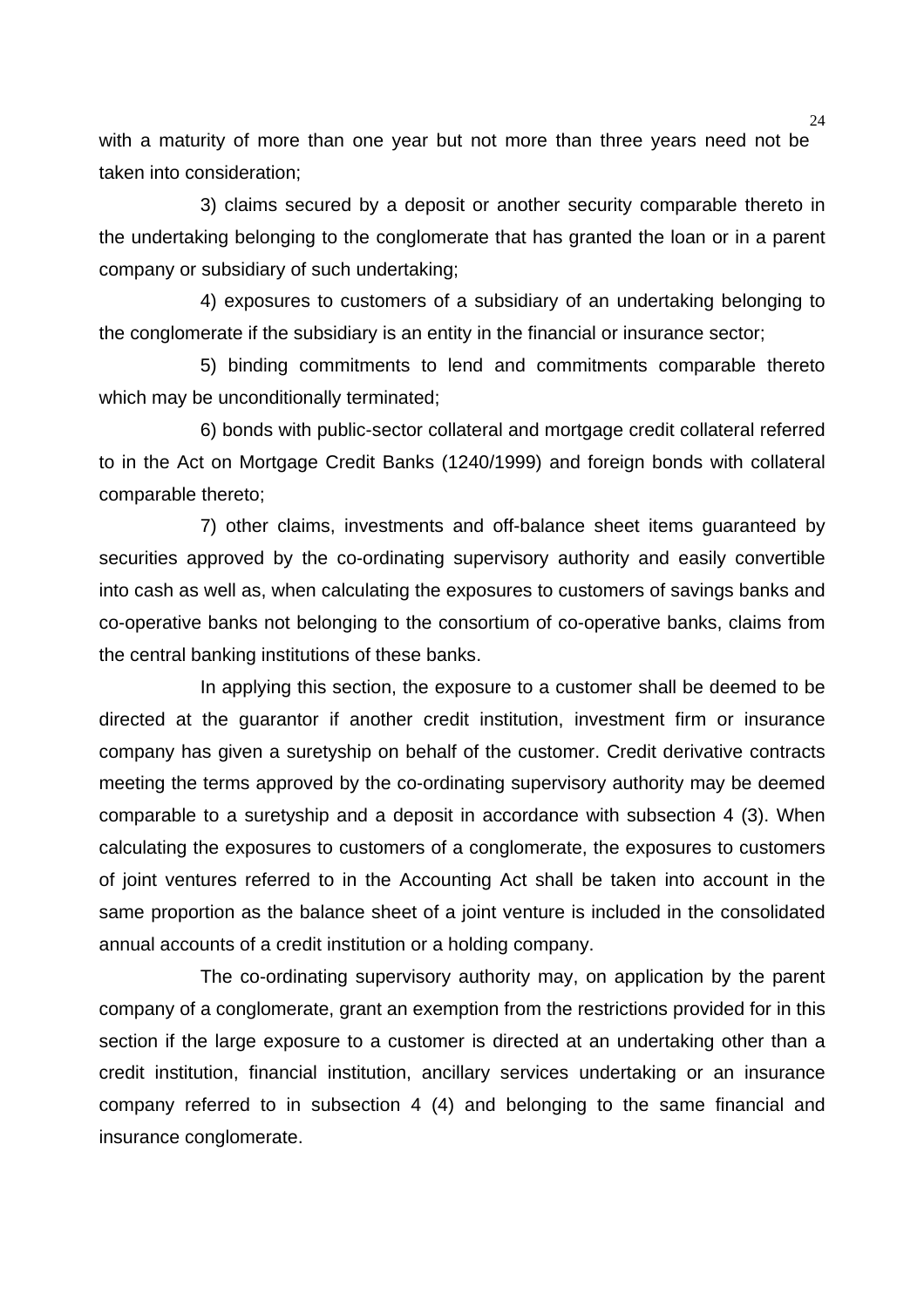with a maturity of more than one year but not more than three years need not be taken into consideration;

3) claims secured by a deposit or another security comparable thereto in the undertaking belonging to the conglomerate that has granted the loan or in a parent company or subsidiary of such undertaking;

4) exposures to customers of a subsidiary of an undertaking belonging to the conglomerate if the subsidiary is an entity in the financial or insurance sector;

5) binding commitments to lend and commitments comparable thereto which may be unconditionally terminated;

6) bonds with public-sector collateral and mortgage credit collateral referred to in the Act on Mortgage Credit Banks (1240/1999) and foreign bonds with collateral comparable thereto;

7) other claims, investments and off-balance sheet items guaranteed by securities approved by the co-ordinating supervisory authority and easily convertible into cash as well as, when calculating the exposures to customers of savings banks and co-operative banks not belonging to the consortium of co-operative banks, claims from the central banking institutions of these banks.

In applying this section, the exposure to a customer shall be deemed to be directed at the guarantor if another credit institution, investment firm or insurance company has given a suretyship on behalf of the customer. Credit derivative contracts meeting the terms approved by the co-ordinating supervisory authority may be deemed comparable to a suretyship and a deposit in accordance with subsection 4 (3). When calculating the exposures to customers of a conglomerate, the exposures to customers of joint ventures referred to in the Accounting Act shall be taken into account in the same proportion as the balance sheet of a joint venture is included in the consolidated annual accounts of a credit institution or a holding company.

The co-ordinating supervisory authority may, on application by the parent company of a conglomerate, grant an exemption from the restrictions provided for in this section if the large exposure to a customer is directed at an undertaking other than a credit institution, financial institution, ancillary services undertaking or an insurance company referred to in subsection 4 (4) and belonging to the same financial and insurance conglomerate.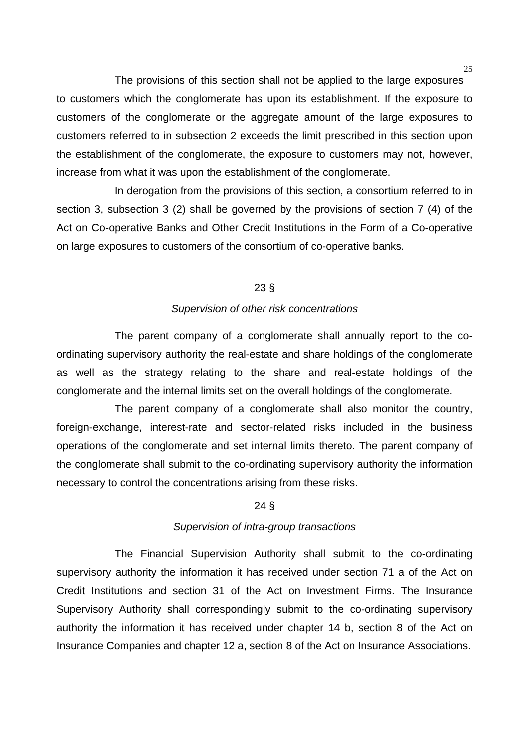The provisions of this section shall not be applied to the large exposures to customers which the conglomerate has upon its establishment. If the exposure to customers of the conglomerate or the aggregate amount of the large exposures to customers referred to in subsection 2 exceeds the limit prescribed in this section upon the establishment of the conglomerate, the exposure to customers may not, however, increase from what it was upon the establishment of the conglomerate.

In derogation from the provisions of this section, a consortium referred to in section 3, subsection 3 (2) shall be governed by the provisions of section 7 (4) of the Act on Co-operative Banks and Other Credit Institutions in the Form of a Co-operative on large exposures to customers of the consortium of co-operative banks.

23 §

*Supervision of other risk concentrations*

The parent company of a conglomerate shall annually report to the co-ordinating supervisory authority the real-estate and share holdings of the conglomerate as well as the strategy relating to the share and real-estate holdings of the conglomerate and the internal limits set on the overall holdings of the conglomerate.

The parent company of a conglomerate shall also monitor the country, foreign-exchange, interest-rate and sector-related risks included in the business operations of the conglomerate and set internal limits thereto. The parent company of the conglomerate shall submit to the co-ordinating supervisory authority the information necessary to control the concentrations arising from these risks.

24 §

*Supervision of intra-group transactions*

The Financial Supervision Authority shall submit to the co-ordinating supervisory authority the information it has received under section 71 a of the Act on Credit Institutions and section 31 of the Act on Investment Firms. The Insurance Supervisory Authority shall correspondingly submit to the co-ordinating supervisory authority the information it has received under chapter 14 b, section 8 of the Act on Insurance Companies and chapter 12 a, section 8 of the Act on Insurance Associations.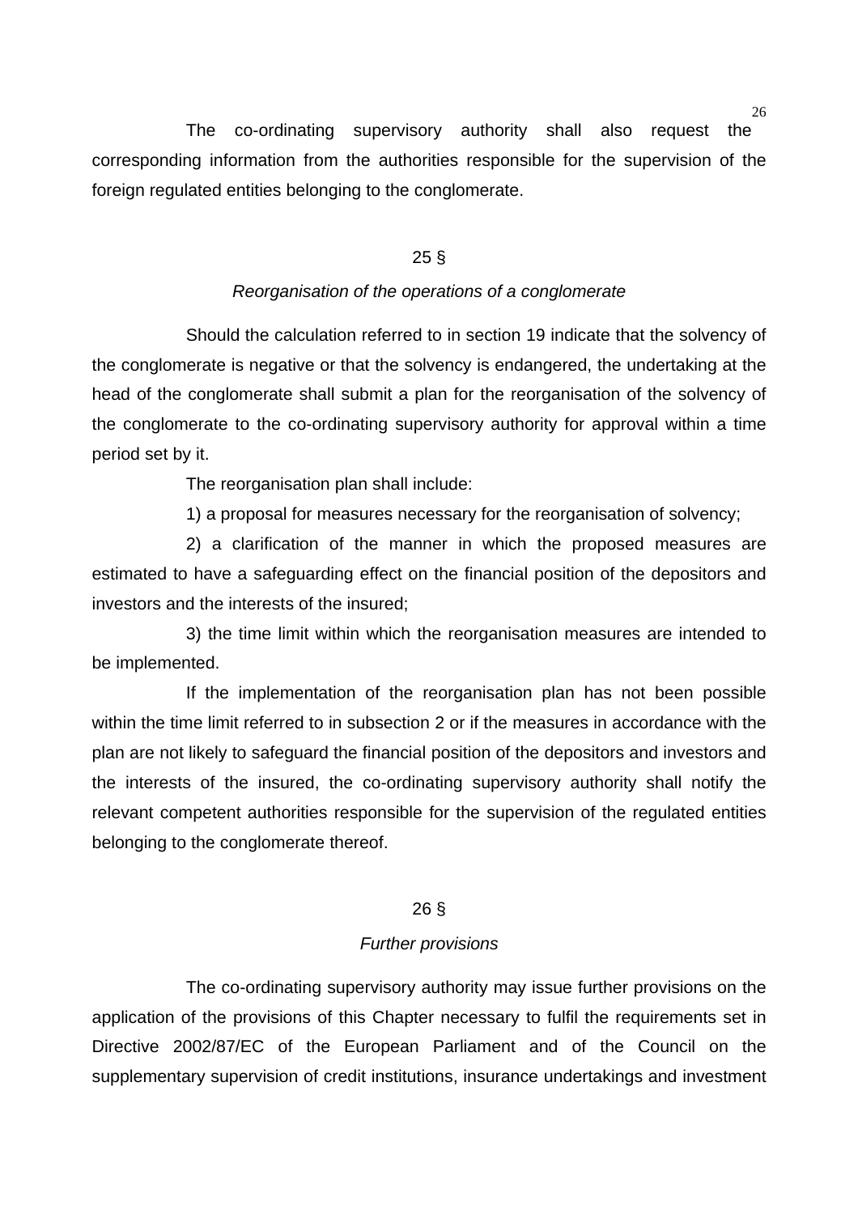The co-ordinating supervisory authority shall also request the corresponding information from the authorities responsible for the supervision of the foreign regulated entities belonging to the conglomerate.

## 25 §

*Reorganisation of the operations of a conglomerate*

Should the calculation referred to in section 19 indicate that the solvency of the conglomerate is negative or that the solvency is endangered, the undertaking at the head of the conglomerate shall submit a plan for the reorganisation of the solvency of the conglomerate to the co-ordinating supervisory authority for approval within a time period set by it.

The reorganisation plan shall include:

1) a proposal for measures necessary for the reorganisation of solvency;

2) a clarification of the manner in which the proposed measures are estimated to have a safeguarding effect on the financial position of the depositors and investors and the interests of the insured;

3) the time limit within which the reorganisation measures are intended to be implemented.

If the implementation of the reorganisation plan has not been possible within the time limit referred to in subsection 2 or if the measures in accordance with the plan are not likely to safeguard the financial position of the depositors and investors and the interests of the insured, the co-ordinating supervisory authority shall notify the relevant competent authorities responsible for the supervision of the regulated entities belonging to the conglomerate thereof.

## 26 §

*Further provisions*

The co-ordinating supervisory authority may issue further provisions on the application of the provisions of this Chapter necessary to fulfil the requirements set in Directive 2002/87/EC of the European Parliament and of the Council on the supplementary supervision of credit institutions, insurance undertakings and investment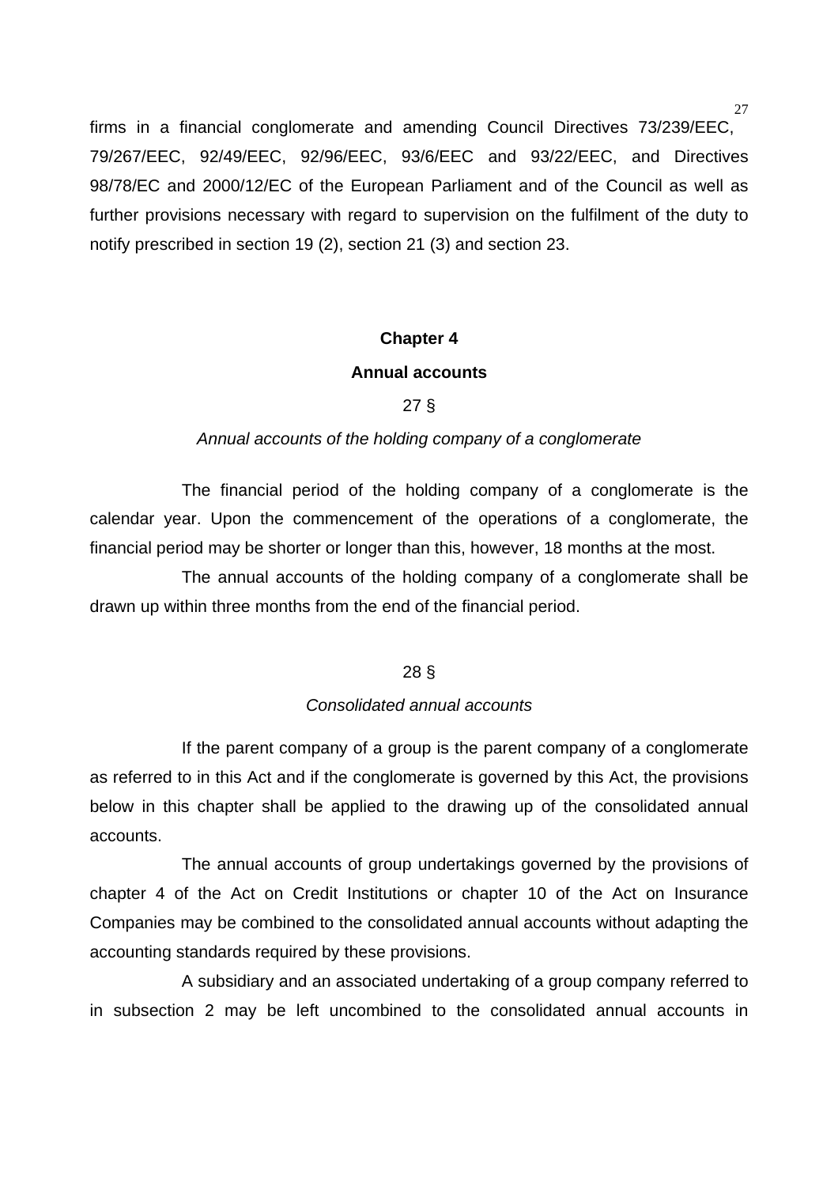firms in a financial conglomerate and amending Council Directives 73/239/EEC, 79/267/EEC, 92/49/EEC, 92/96/EEC, 93/6/EEC and 93/22/EEC, and Directives 98/78/EC and 2000/12/EC of the European Parliament and of the Council as well as further provisions necessary with regard to supervision on the fulfilment of the duty to notify prescribed in section 19 (2), section 21 (3) and section 23.

## Chapter 4

## Annual accounts

27 §

*Annual accounts of the holding company of a conglomerate*

The financial period of the holding company of a conglomerate is the calendar year. Upon the commencement of the operations of a conglomerate, the financial period may be shorter or longer than this, however, 18 months at the most.

The annual accounts of the holding company of a conglomerate shall be drawn up within three months from the end of the financial period.

28 §

*Consolidated annual accounts*

If the parent company of a group is the parent company of a conglomerate as referred to in this Act and if the conglomerate is governed by this Act, the provisions below in this chapter shall be applied to the drawing up of the consolidated annual accounts.

The annual accounts of group undertakings governed by the provisions of chapter 4 of the Act on Credit Institutions or chapter 10 of the Act on Insurance Companies may be combined to the consolidated annual accounts without adapting the accounting standards required by these provisions.

A subsidiary and an associated undertaking of a group company referred to in subsection 2 may be left uncombined to the consolidated annual accounts in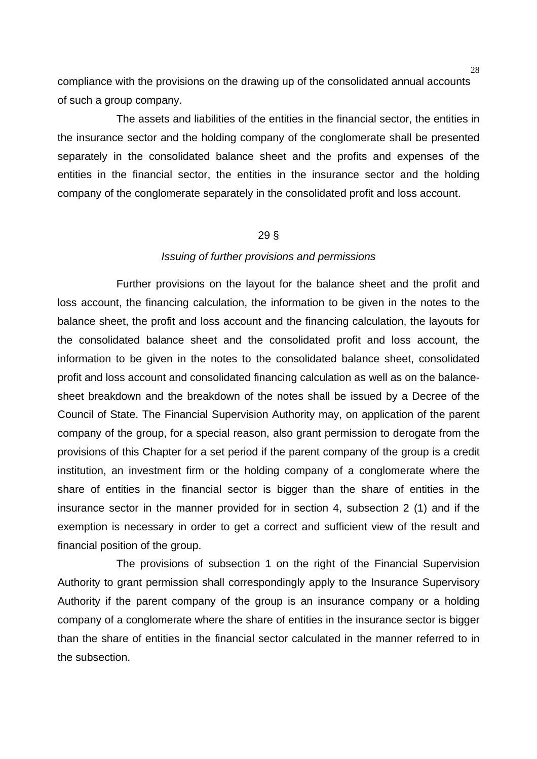compliance with the provisions on the drawing up of the consolidated annual accounts of such a group company.

The assets and liabilities of the entities in the financial sector, the entities in the insurance sector and the holding company of the conglomerate shall be presented separately in the consolidated balance sheet and the profits and expenses of the entities in the financial sector, the entities in the insurance sector and the holding company of the conglomerate separately in the consolidated profit and loss account.

## 29 §

*Issuing of further provisions and permissions*

Further provisions on the layout for the balance sheet and the profit and loss account, the financing calculation, the information to be given in the notes to the balance sheet, the profit and loss account and the financing calculation, the layouts for the consolidated balance sheet and the consolidated profit and loss account, the information to be given in the notes to the consolidated balance sheet, consolidated profit and loss account and consolidated financing calculation as well as on the balance-sheet breakdown and the breakdown of the notes shall be issued by a Decree of the Council of State. The Financial Supervision Authority may, on application of the parent company of the group, for a special reason, also grant permission to derogate from the provisions of this Chapter for a set period if the parent company of the group is a credit institution, an investment firm or the holding company of a conglomerate where the share of entities in the financial sector is bigger than the share of entities in the insurance sector in the manner provided for in section 4, subsection 2 (1) and if the exemption is necessary in order to get a correct and sufficient view of the result and financial position of the group.

The provisions of subsection 1 on the right of the Financial Supervision Authority to grant permission shall correspondingly apply to the Insurance Supervisory Authority if the parent company of the group is an insurance company or a holding company of a conglomerate where the share of entities in the insurance sector is bigger than the share of entities in the financial sector calculated in the manner referred to in the subsection.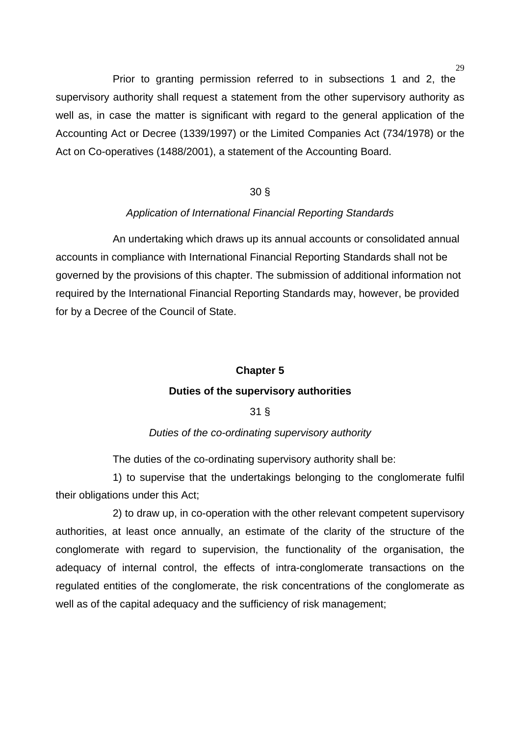Prior to granting permission referred to in subsections 1 and 2, the supervisory authority shall request a statement from the other supervisory authority as well as, in case the matter is significant with regard to the general application of the Accounting Act or Decree (1339/1997) or the Limited Companies Act (734/1978) or the Act on Co-operatives (1488/2001), a statement of the Accounting Board.

30 §

*Application of International Financial Reporting Standards*

An undertaking which draws up its annual accounts or consolidated annual accounts in compliance with International Financial Reporting Standards shall not be governed by the provisions of this chapter. The submission of additional information not required by the International Financial Reporting Standards may, however, be provided for by a Decree of the Council of State.

## Chapter 5

## Duties of the supervisory authorities

31 §

*Duties of the co-ordinating supervisory authority*

The duties of the co-ordinating supervisory authority shall be:

1) to supervise that the undertakings belonging to the conglomerate fulfil their obligations under this Act;

2) to draw up, in co-operation with the other relevant competent supervisory authorities, at least once annually, an estimate of the clarity of the structure of the conglomerate with regard to supervision, the functionality of the organisation, the adequacy of internal control, the effects of intra-conglomerate transactions on the regulated entities of the conglomerate, the risk concentrations of the conglomerate as well as of the capital adequacy and the sufficiency of risk management;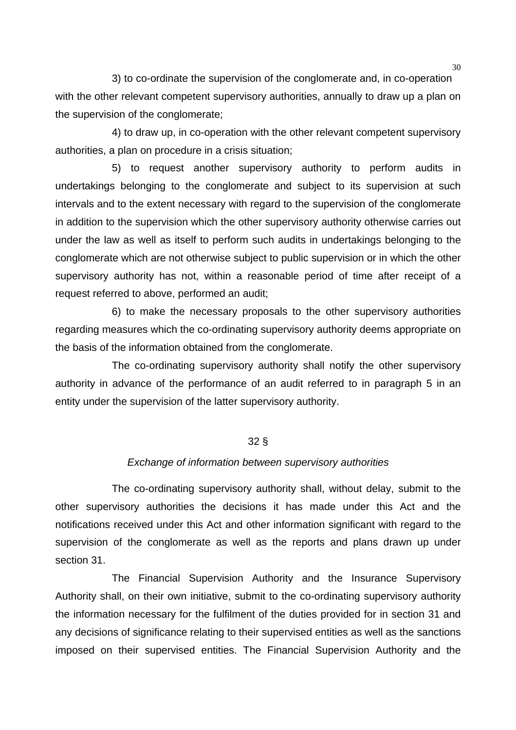3) to co-ordinate the supervision of the conglomerate and, in co-operation with the other relevant competent supervisory authorities, annually to draw up a plan on the supervision of the conglomerate;

4) to draw up, in co-operation with the other relevant competent supervisory authorities, a plan on procedure in a crisis situation;

5) to request another supervisory authority to perform audits in undertakings belonging to the conglomerate and subject to its supervision at such intervals and to the extent necessary with regard to the supervision of the conglomerate in addition to the supervision which the other supervisory authority otherwise carries out under the law as well as itself to perform such audits in undertakings belonging to the conglomerate which are not otherwise subject to public supervision or in which the other supervisory authority has not, within a reasonable period of time after receipt of a request referred to above, performed an audit;

6) to make the necessary proposals to the other supervisory authorities regarding measures which the co-ordinating supervisory authority deems appropriate on the basis of the information obtained from the conglomerate.

The co-ordinating supervisory authority shall notify the other supervisory authority in advance of the performance of an audit referred to in paragraph 5 in an entity under the supervision of the latter supervisory authority.

32 §

*Exchange of information between supervisory authorities*

The co-ordinating supervisory authority shall, without delay, submit to the other supervisory authorities the decisions it has made under this Act and the notifications received under this Act and other information significant with regard to the supervision of the conglomerate as well as the reports and plans drawn up under section 31.

The Financial Supervision Authority and the Insurance Supervisory Authority shall, on their own initiative, submit to the co-ordinating supervisory authority the information necessary for the fulfilment of the duties provided for in section 31 and any decisions of significance relating to their supervised entities as well as the sanctions imposed on their supervised entities. The Financial Supervision Authority and the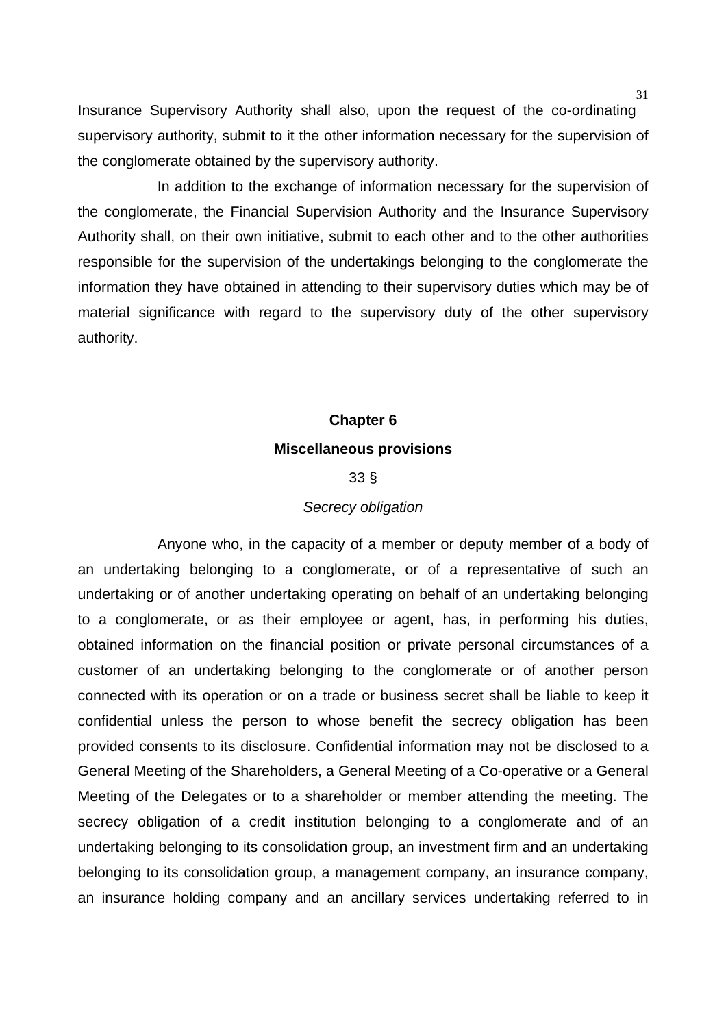Insurance Supervisory Authority shall also, upon the request of the co-ordinating supervisory authority, submit to it the other information necessary for the supervision of the conglomerate obtained by the supervisory authority.

In addition to the exchange of information necessary for the supervision of the conglomerate, the Financial Supervision Authority and the Insurance Supervisory Authority shall, on their own initiative, submit to each other and to the other authorities responsible for the supervision of the undertakings belonging to the conglomerate the information they have obtained in attending to their supervisory duties which may be of material significance with regard to the supervisory duty of the other supervisory authority.

## Chapter 6

## Miscellaneous provisions

### 33 §

*Secrecy obligation*

Anyone who, in the capacity of a member or deputy member of a body of an undertaking belonging to a conglomerate, or of a representative of such an undertaking or of another undertaking operating on behalf of an undertaking belonging to a conglomerate, or as their employee or agent, has, in performing his duties, obtained information on the financial position or private personal circumstances of a customer of an undertaking belonging to the conglomerate or of another person connected with its operation or on a trade or business secret shall be liable to keep it confidential unless the person to whose benefit the secrecy obligation has been provided consents to its disclosure. Confidential information may not be disclosed to a General Meeting of the Shareholders, a General Meeting of a Co-operative or a General Meeting of the Delegates or to a shareholder or member attending the meeting. The secrecy obligation of a credit institution belonging to a conglomerate and of an undertaking belonging to its consolidation group, an investment firm and an undertaking belonging to its consolidation group, a management company, an insurance company, an insurance holding company and an ancillary services undertaking referred to in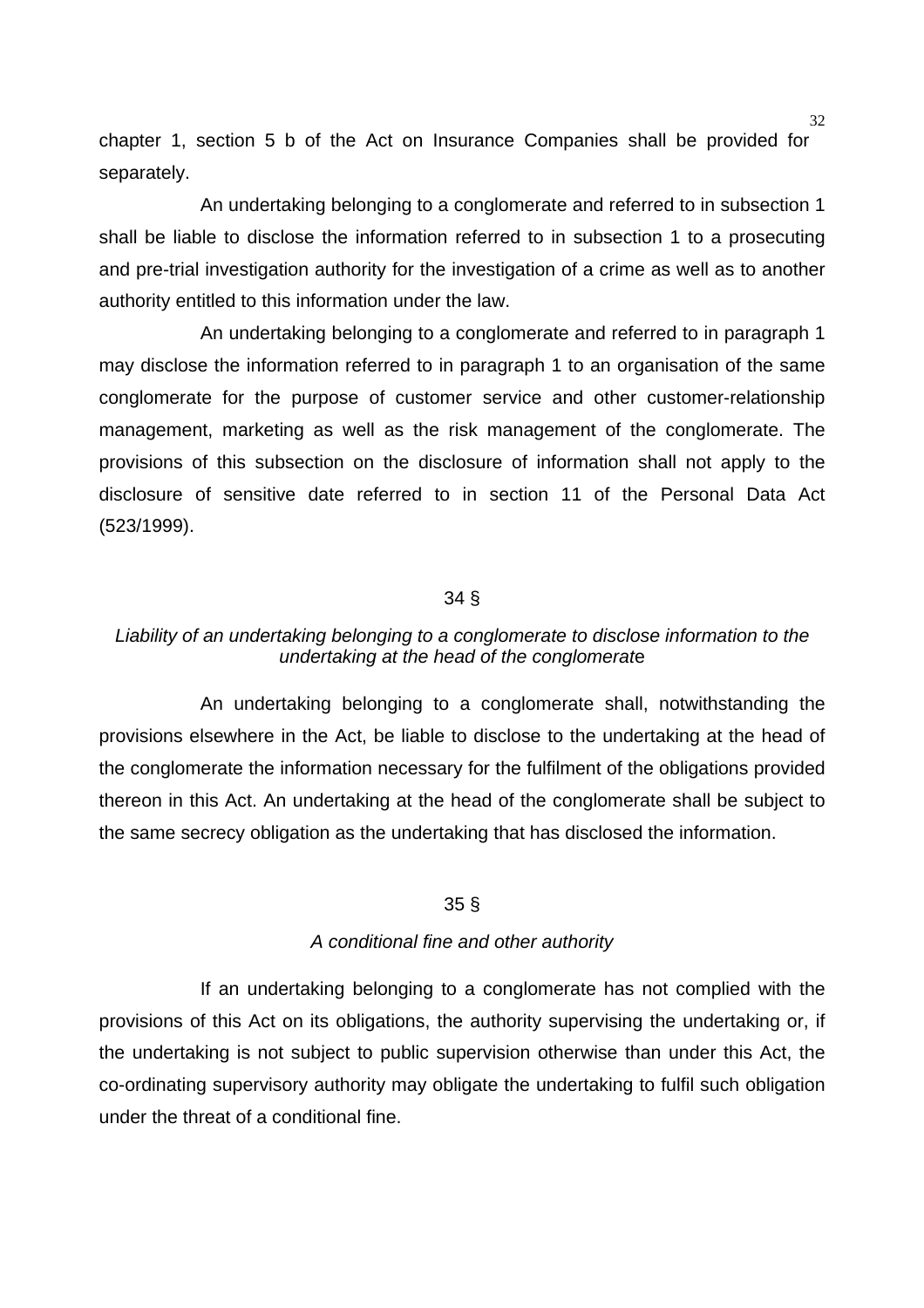chapter 1, section 5 b of the Act on Insurance Companies shall be provided for separately.

An undertaking belonging to a conglomerate and referred to in subsection 1 shall be liable to disclose the information referred to in subsection 1 to a prosecuting and pre-trial investigation authority for the investigation of a crime as well as to another authority entitled to this information under the law.

An undertaking belonging to a conglomerate and referred to in paragraph 1 may disclose the information referred to in paragraph 1 to an organisation of the same conglomerate for the purpose of customer service and other customer-relationship management, marketing as well as the risk management of the conglomerate. The provisions of this subsection on the disclosure of information shall not apply to the disclosure of sensitive date referred to in section 11 of the Personal Data Act (523/1999).

## 34 §

*Liability of an undertaking belonging to a conglomerate to disclose information to the undertaking at the head of the conglomerate*

An undertaking belonging to a conglomerate shall, notwithstanding the provisions elsewhere in the Act, be liable to disclose to the undertaking at the head of the conglomerate the information necessary for the fulfilment of the obligations provided thereon in this Act. An undertaking at the head of the conglomerate shall be subject to the same secrecy obligation as the undertaking that has disclosed the information.

## 35 §

*A conditional fine and other authority*

If an undertaking belonging to a conglomerate has not complied with the provisions of this Act on its obligations, the authority supervising the undertaking or, if the undertaking is not subject to public supervision otherwise than under this Act, the co-ordinating supervisory authority may obligate the undertaking to fulfil such obligation under the threat of a conditional fine.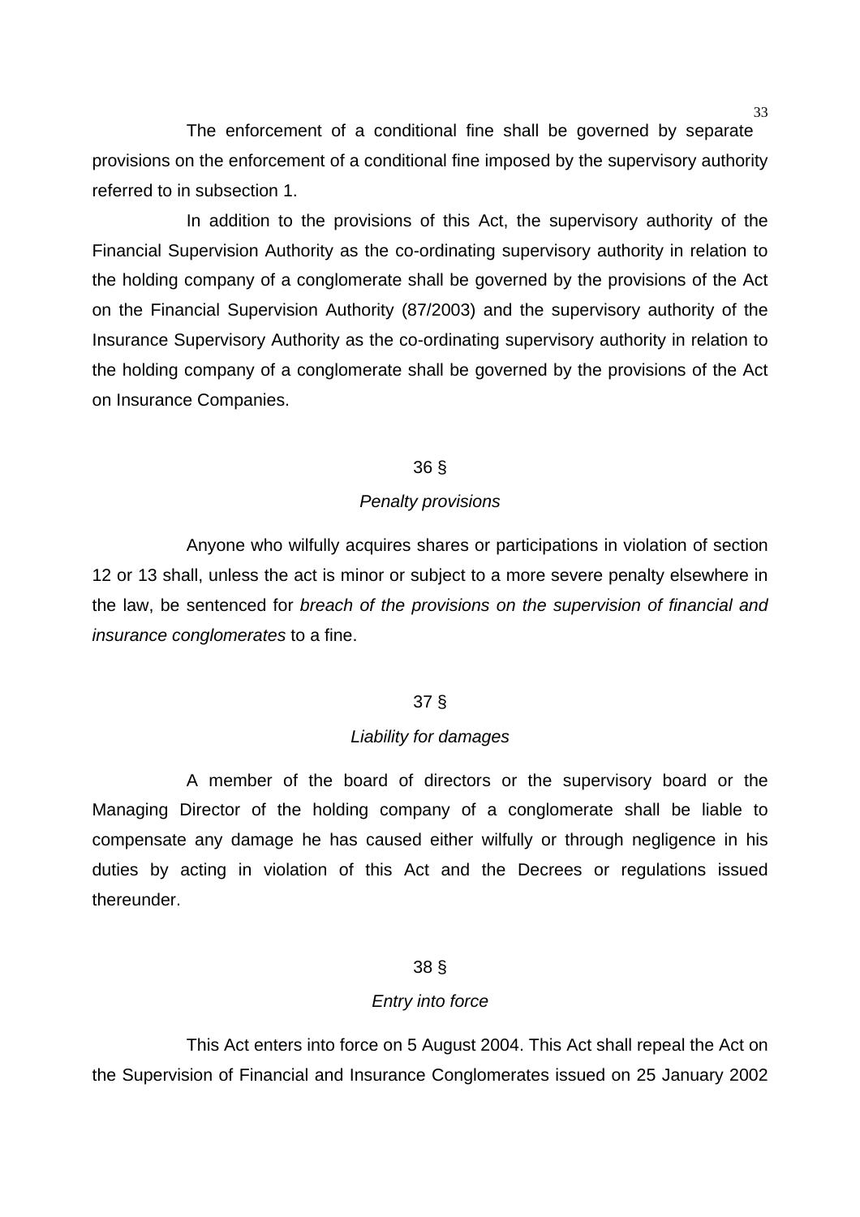The enforcement of a conditional fine shall be governed by separate provisions on the enforcement of a conditional fine imposed by the supervisory authority referred to in subsection 1.

In addition to the provisions of this Act, the supervisory authority of the Financial Supervision Authority as the co-ordinating supervisory authority in relation to the holding company of a conglomerate shall be governed by the provisions of the Act on the Financial Supervision Authority (87/2003) and the supervisory authority of the Insurance Supervisory Authority as the co-ordinating supervisory authority in relation to the holding company of a conglomerate shall be governed by the provisions of the Act on Insurance Companies.

## 36 §

### *Penalty provisions*

Anyone who wilfully acquires shares or participations in violation of section 12 or 13 shall, unless the act is minor or subject to a more severe penalty elsewhere in the law, be sentenced for *breach of the provisions on the supervision of financial and insurance conglomerates* to a fine.

## 37 §

### *Liability for damages*

A member of the board of directors or the supervisory board or the Managing Director of the holding company of a conglomerate shall be liable to compensate any damage he has caused either wilfully or through negligence in his duties by acting in violation of this Act and the Decrees or regulations issued thereunder.

## 38 §

### *Entry into force*

This Act enters into force on 5 August 2004. This Act shall repeal the Act on the Supervision of Financial and Insurance Conglomerates issued on 25 January 2002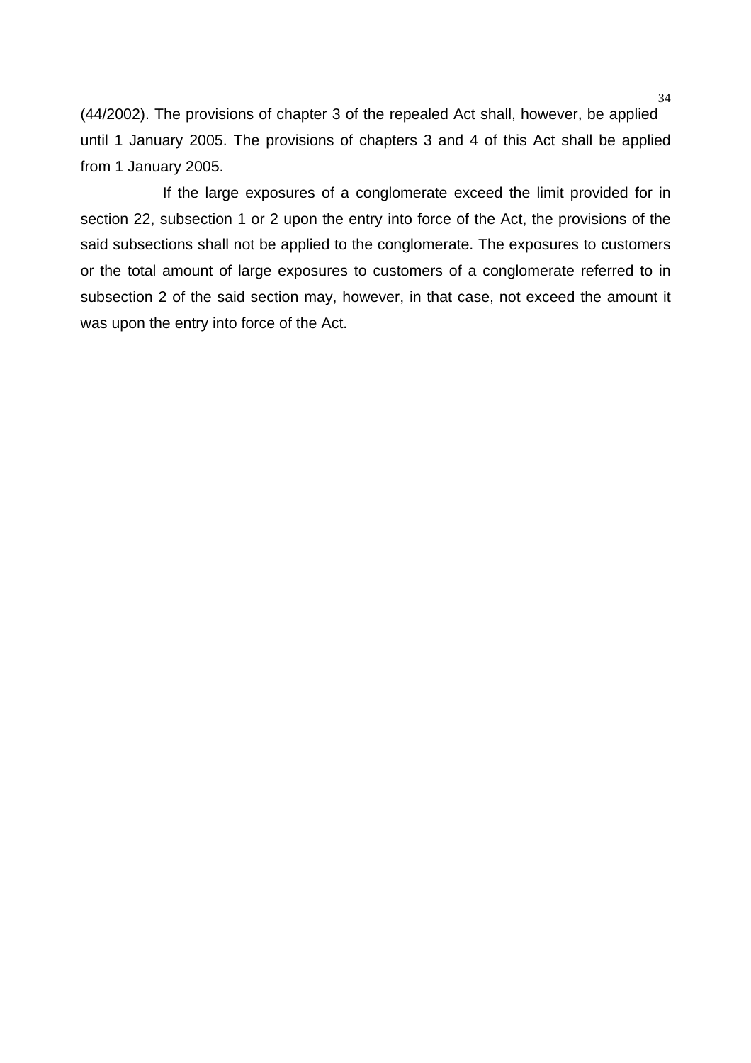(44/2002). The provisions of chapter 3 of the repealed Act shall, however, be applied until 1 January 2005. The provisions of chapters 3 and 4 of this Act shall be applied from 1 January 2005.

If the large exposures of a conglomerate exceed the limit provided for in section 22, subsection 1 or 2 upon the entry into force of the Act, the provisions of the said subsections shall not be applied to the conglomerate. The exposures to customers or the total amount of large exposures to customers of a conglomerate referred to in subsection 2 of the said section may, however, in that case, not exceed the amount it was upon the entry into force of the Act.